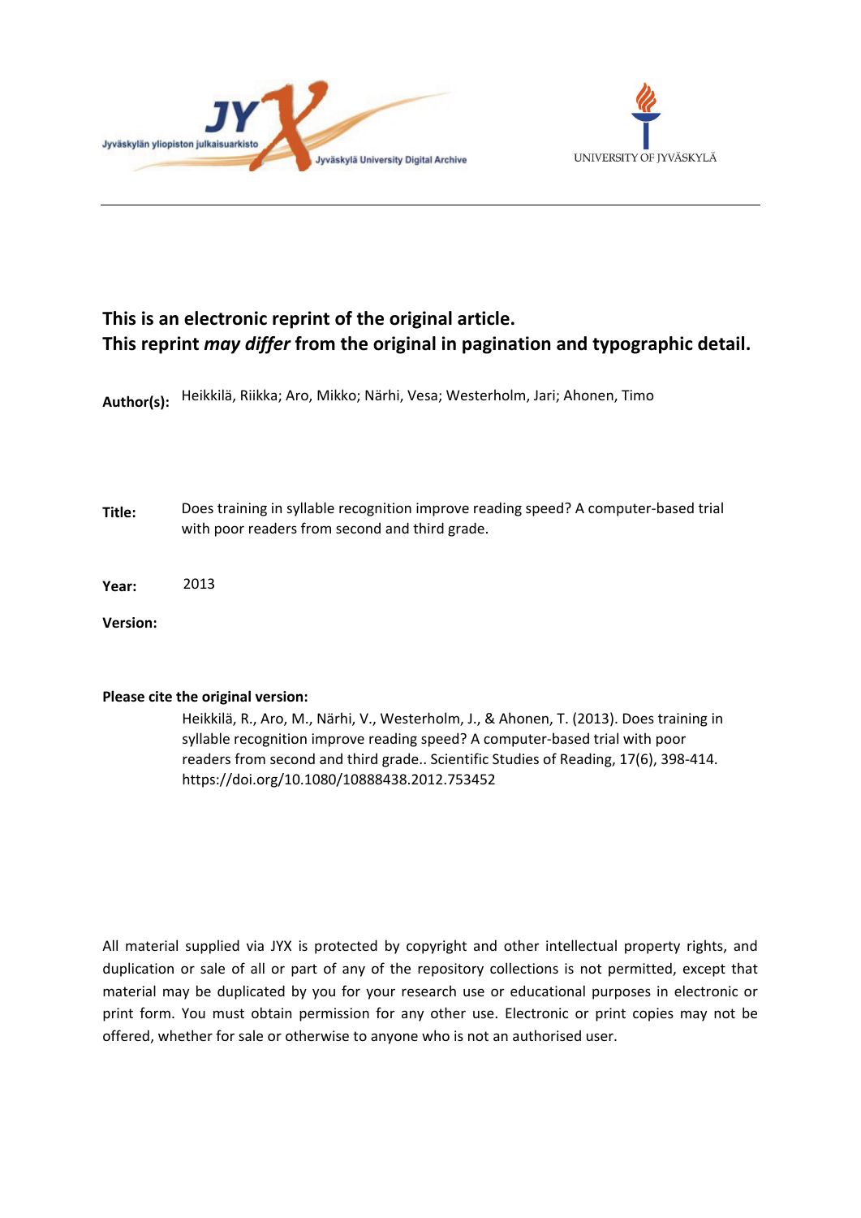This is an electronic reprint of the original article.
This reprint *may differ* from the original in pagination and typographic detail.

**Author(s):** Heikkilä, Riikka; Aro, Mikko; Närhi, Vesa; Westerholm, Jari; Ahonen, Timo

**Title:** Does training in syllable recognition improve reading speed? A computer-based trial with poor readers from second and third grade.

**Year:** 2013

**Version:**

**Please cite the original version:**

Heikkilä, R., Aro, M., Närhi, V., Westerholm, J., & Ahonen, T. (2013). Does training in syllable recognition improve reading speed? A computer-based trial with poor readers from second and third grade.. Scientific Studies of Reading, 17(6), 398-414. https://doi.org/10.1080/10888438.2012.753452

All material supplied via JYX is protected by copyright and other intellectual property rights, and duplication or sale of all or part of any of the repository collections is not permitted, except that material may be duplicated by you for your research use or educational purposes in electronic or print form. You must obtain permission for any other use. Electronic or print copies may not be offered, whether for sale or otherwise to anyone who is not an authorised user.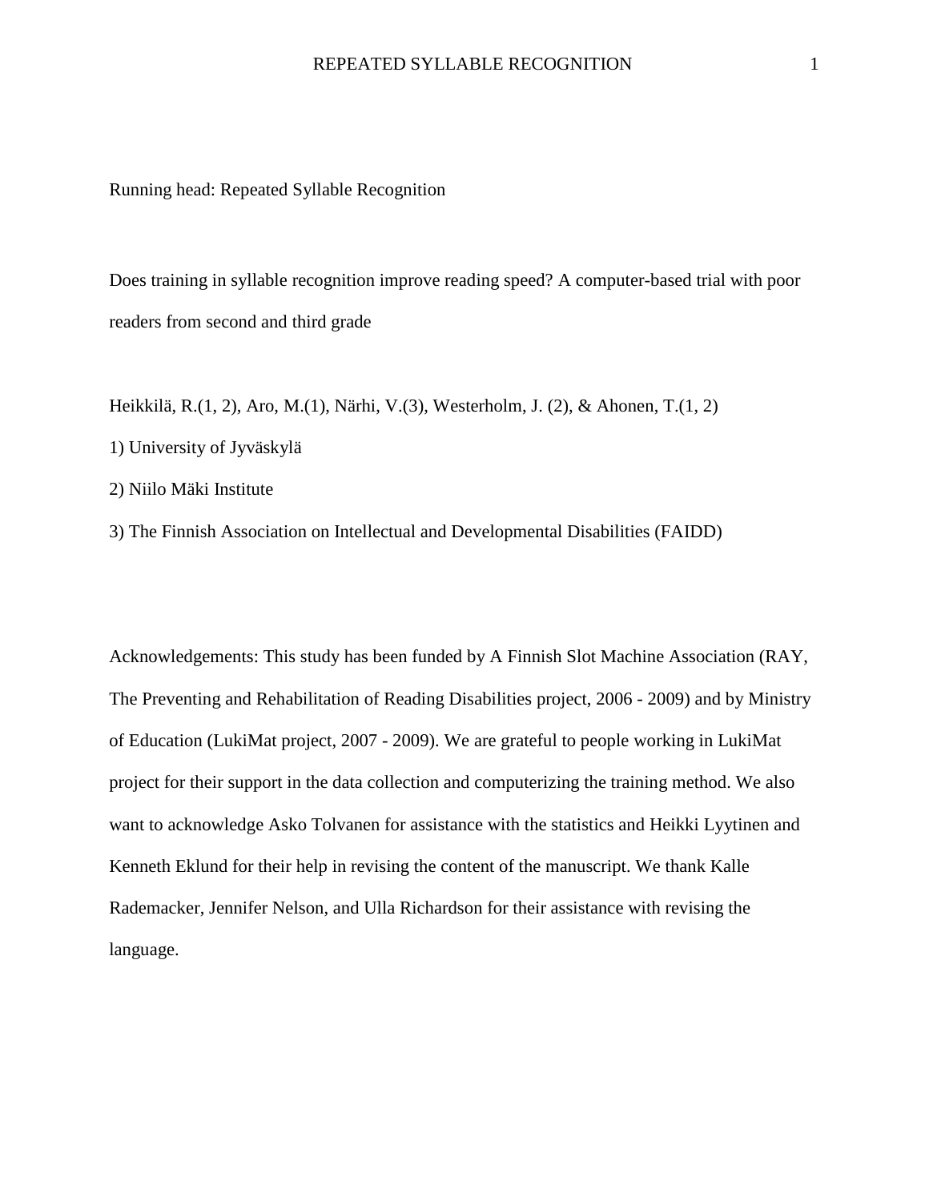Running head: Repeated Syllable Recognition

Does training in syllable recognition improve reading speed? A computer-based trial with poor readers from second and third grade

Heikkilä, R.(1, 2), Aro, M.(1), Närhi, V.(3), Westerholm, J. (2), & Ahonen, T.(1, 2)

1) University of Jyväskylä

2) Niilo Mäki Institute

3) The Finnish Association on Intellectual and Developmental Disabilities (FAIDD)

Acknowledgements: This study has been funded by A Finnish Slot Machine Association (RAY, The Preventing and Rehabilitation of Reading Disabilities project, 2006 - 2009) and by Ministry of Education (LukiMat project, 2007 - 2009). We are grateful to people working in LukiMat project for their support in the data collection and computerizing the training method. We also want to acknowledge Asko Tolvanen for assistance with the statistics and Heikki Lyytinen and Kenneth Eklund for their help in revising the content of the manuscript. We thank Kalle Rademacker, Jennifer Nelson, and Ulla Richardson for their assistance with revising the language.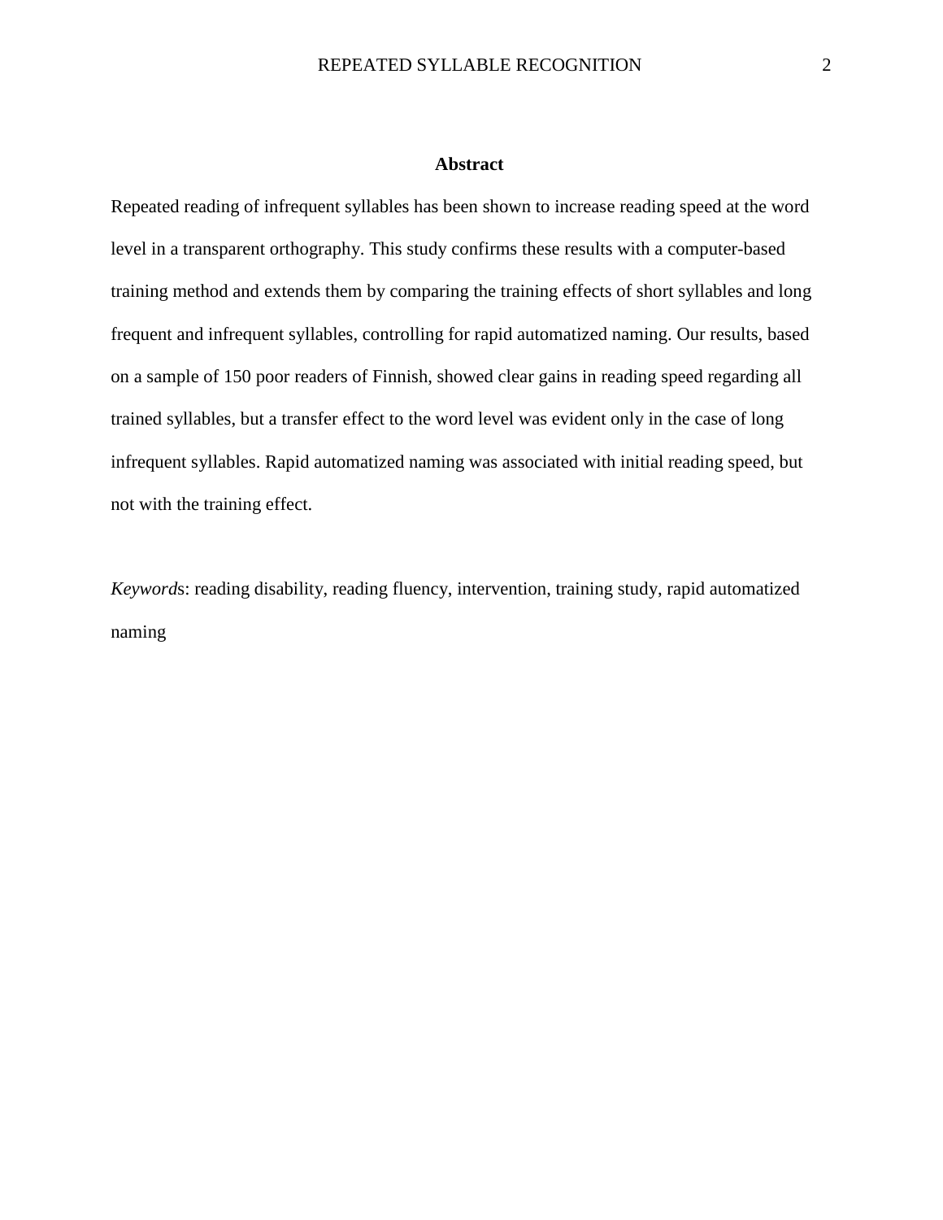## Abstract

Repeated reading of infrequent syllables has been shown to increase reading speed at the word level in a transparent orthography. This study confirms these results with a computer-based training method and extends them by comparing the training effects of short syllables and long frequent and infrequent syllables, controlling for rapid automatized naming. Our results, based on a sample of 150 poor readers of Finnish, showed clear gains in reading speed regarding all trained syllables, but a transfer effect to the word level was evident only in the case of long infrequent syllables. Rapid automatized naming was associated with initial reading speed, but not with the training effect.

*Keywords*: reading disability, reading fluency, intervention, training study, rapid automatized naming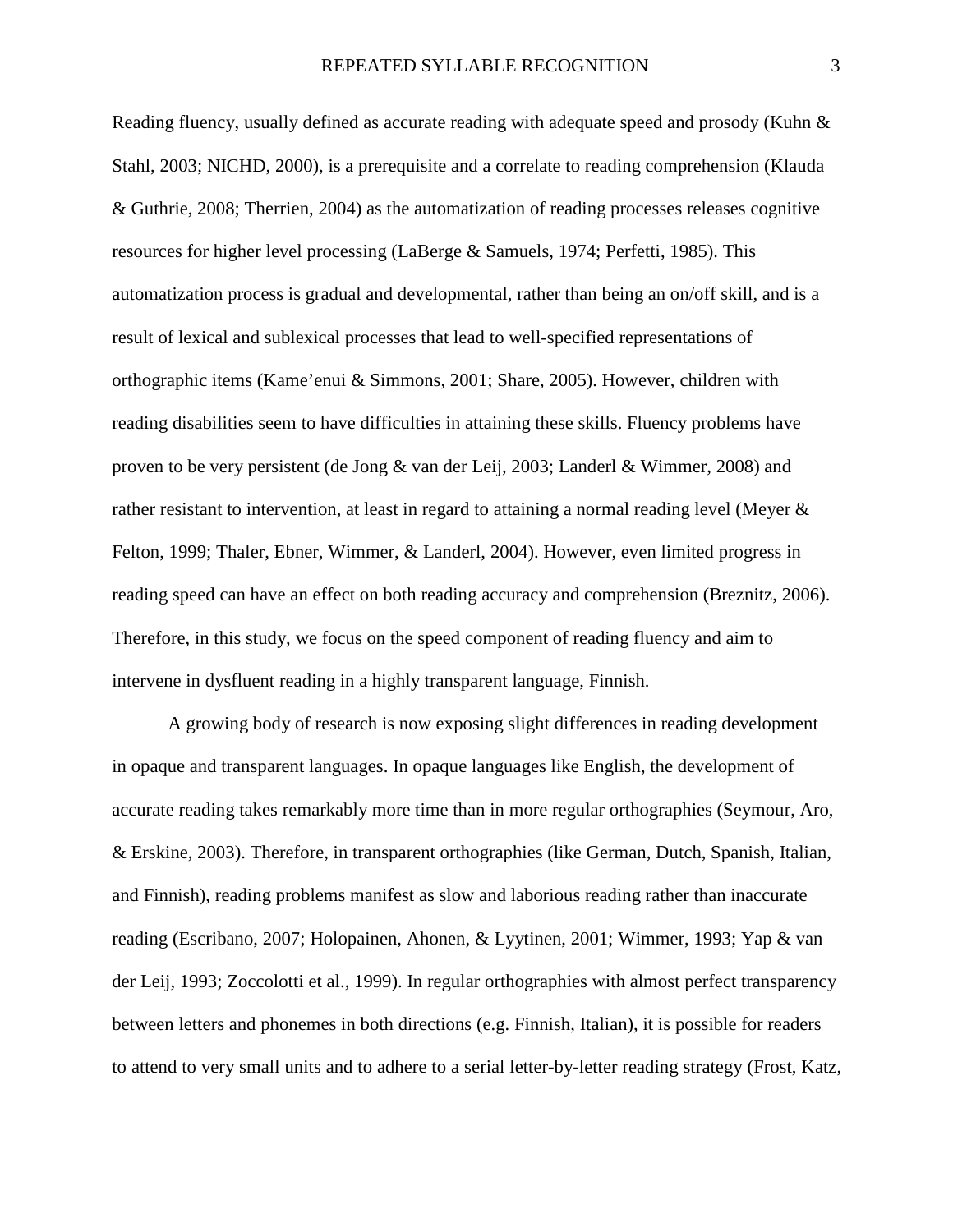Reading fluency, usually defined as accurate reading with adequate speed and prosody (Kuhn & Stahl, 2003; NICHD, 2000), is a prerequisite and a correlate to reading comprehension (Klauda & Guthrie, 2008; Therrien, 2004) as the automatization of reading processes releases cognitive resources for higher level processing (LaBerge & Samuels, 1974; Perfetti, 1985). This automatization process is gradual and developmental, rather than being an on/off skill, and is a result of lexical and sublexical processes that lead to well-specified representations of orthographic items (Kame'enui & Simmons, 2001; Share, 2005). However, children with reading disabilities seem to have difficulties in attaining these skills. Fluency problems have proven to be very persistent (de Jong & van der Leij, 2003; Landerl & Wimmer, 2008) and rather resistant to intervention, at least in regard to attaining a normal reading level (Meyer & Felton, 1999; Thaler, Ebner, Wimmer, & Landerl, 2004). However, even limited progress in reading speed can have an effect on both reading accuracy and comprehension (Breznitz, 2006). Therefore, in this study, we focus on the speed component of reading fluency and aim to intervene in dysfluent reading in a highly transparent language, Finnish.

A growing body of research is now exposing slight differences in reading development in opaque and transparent languages. In opaque languages like English, the development of accurate reading takes remarkably more time than in more regular orthographies (Seymour, Aro, & Erskine, 2003). Therefore, in transparent orthographies (like German, Dutch, Spanish, Italian, and Finnish), reading problems manifest as slow and laborious reading rather than inaccurate reading (Escribano, 2007; Holopainen, Ahonen, & Lyytinen, 2001; Wimmer, 1993; Yap & van der Leij, 1993; Zoccolotti et al., 1999). In regular orthographies with almost perfect transparency between letters and phonemes in both directions (e.g. Finnish, Italian), it is possible for readers to attend to very small units and to adhere to a serial letter-by-letter reading strategy (Frost, Katz,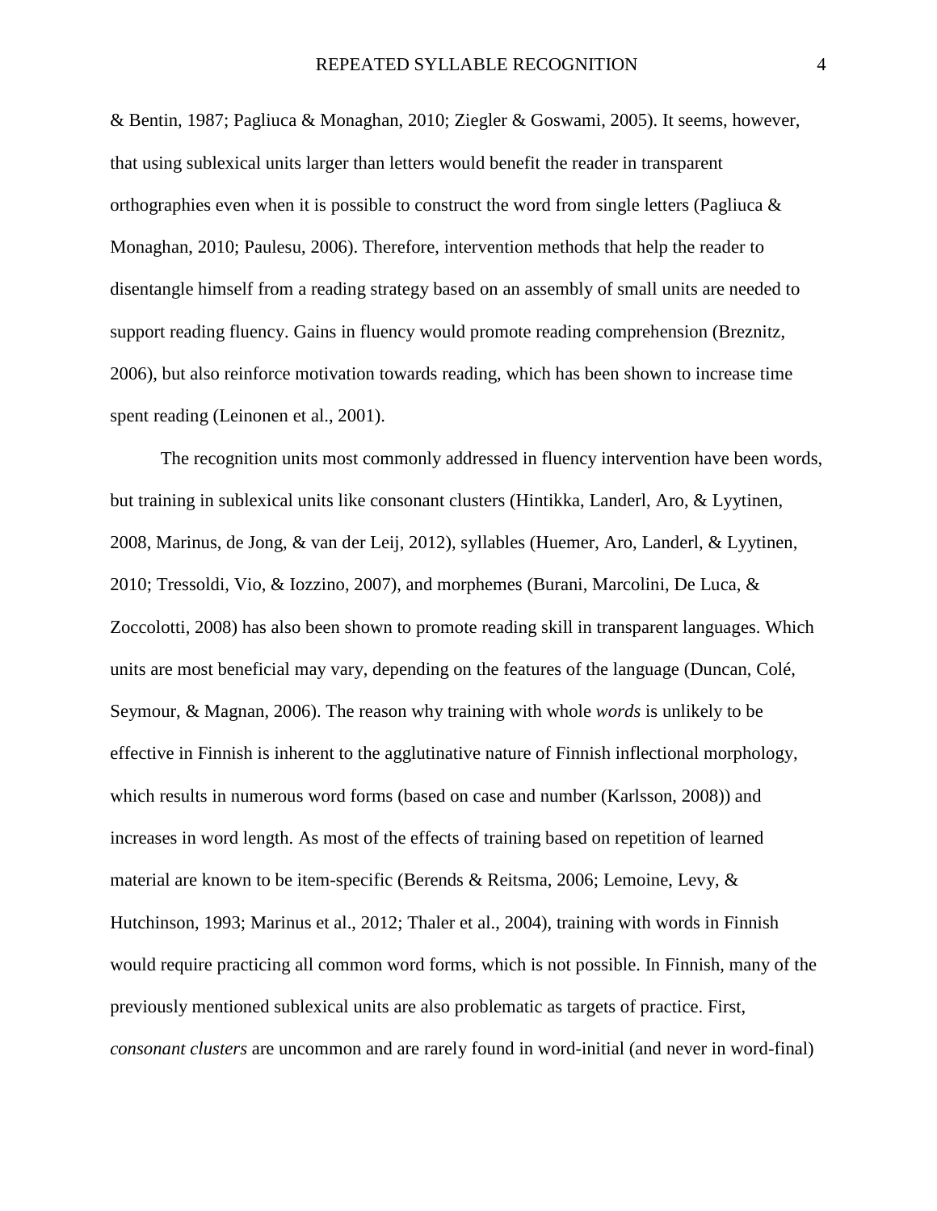& Bentin, 1987; Pagliuca & Monaghan, 2010; Ziegler & Goswami, 2005). It seems, however, that using sublexical units larger than letters would benefit the reader in transparent orthographies even when it is possible to construct the word from single letters (Pagliuca & Monaghan, 2010; Paulesu, 2006). Therefore, intervention methods that help the reader to disentangle himself from a reading strategy based on an assembly of small units are needed to support reading fluency. Gains in fluency would promote reading comprehension (Breznitz, 2006), but also reinforce motivation towards reading, which has been shown to increase time spent reading (Leinonen et al., 2001).

The recognition units most commonly addressed in fluency intervention have been words, but training in sublexical units like consonant clusters (Hintikka, Landerl, Aro, & Lyytinen, 2008, Marinus, de Jong, & van der Leij, 2012), syllables (Huemer, Aro, Landerl, & Lyytinen, 2010; Tressoldi, Vio, & Iozzino, 2007), and morphemes (Burani, Marcolini, De Luca, & Zoccolotti, 2008) has also been shown to promote reading skill in transparent languages. Which units are most beneficial may vary, depending on the features of the language (Duncan, Colé, Seymour, & Magnan, 2006). The reason why training with whole *words* is unlikely to be effective in Finnish is inherent to the agglutinative nature of Finnish inflectional morphology, which results in numerous word forms (based on case and number (Karlsson, 2008)) and increases in word length. As most of the effects of training based on repetition of learned material are known to be item-specific (Berends & Reitsma, 2006; Lemoine, Levy, & Hutchinson, 1993; Marinus et al., 2012; Thaler et al., 2004), training with words in Finnish would require practicing all common word forms, which is not possible. In Finnish, many of the previously mentioned sublexical units are also problematic as targets of practice. First, *consonant clusters* are uncommon and are rarely found in word-initial (and never in word-final)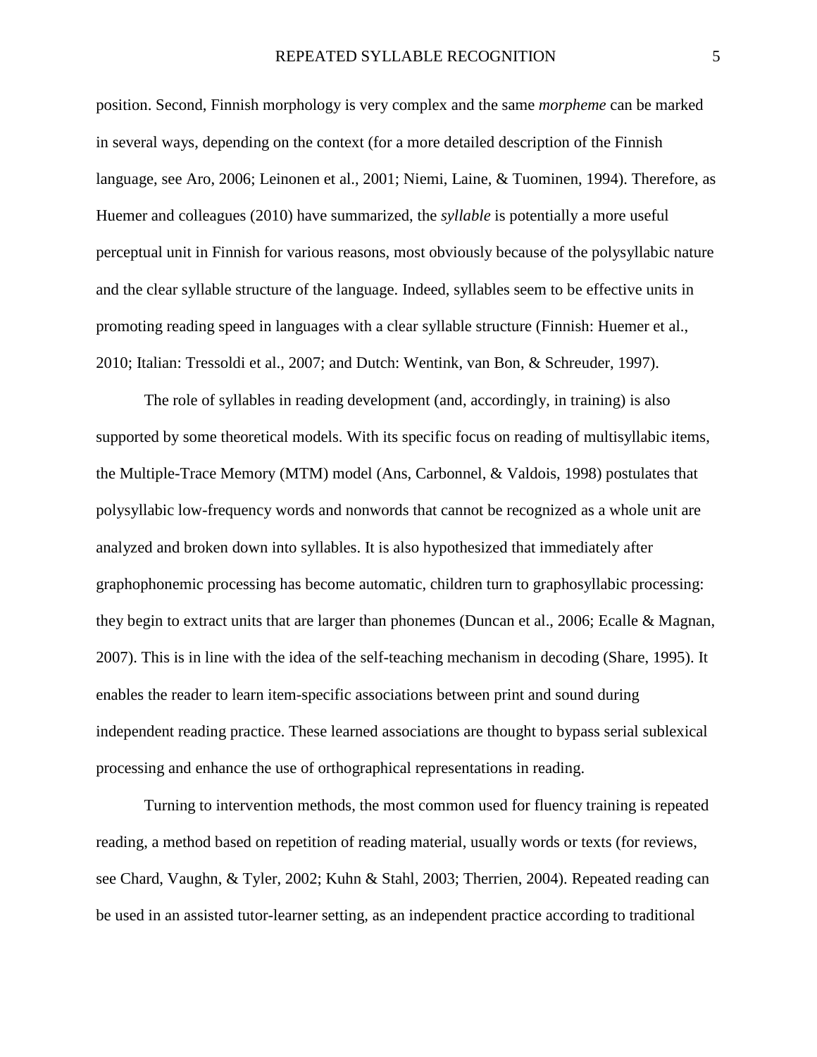position. Second, Finnish morphology is very complex and the same *morpheme* can be marked in several ways, depending on the context (for a more detailed description of the Finnish language, see Aro, 2006; Leinonen et al., 2001; Niemi, Laine, & Tuominen, 1994). Therefore, as Huemer and colleagues (2010) have summarized, the *syllable* is potentially a more useful perceptual unit in Finnish for various reasons, most obviously because of the polysyllabic nature and the clear syllable structure of the language. Indeed, syllables seem to be effective units in promoting reading speed in languages with a clear syllable structure (Finnish: Huemer et al., 2010; Italian: Tressoldi et al., 2007; and Dutch: Wentink, van Bon, & Schreuder, 1997).

The role of syllables in reading development (and, accordingly, in training) is also supported by some theoretical models. With its specific focus on reading of multisyllabic items, the Multiple-Trace Memory (MTM) model (Ans, Carbonnel, & Valdois, 1998) postulates that polysyllabic low-frequency words and nonwords that cannot be recognized as a whole unit are analyzed and broken down into syllables. It is also hypothesized that immediately after graphophonemic processing has become automatic, children turn to graphosyllabic processing: they begin to extract units that are larger than phonemes (Duncan et al., 2006; Ecalle & Magnan, 2007). This is in line with the idea of the self-teaching mechanism in decoding (Share, 1995). It enables the reader to learn item-specific associations between print and sound during independent reading practice. These learned associations are thought to bypass serial sublexical processing and enhance the use of orthographical representations in reading.

Turning to intervention methods, the most common used for fluency training is repeated reading, a method based on repetition of reading material, usually words or texts (for reviews, see Chard, Vaughn, & Tyler, 2002; Kuhn & Stahl, 2003; Therrien, 2004). Repeated reading can be used in an assisted tutor-learner setting, as an independent practice according to traditional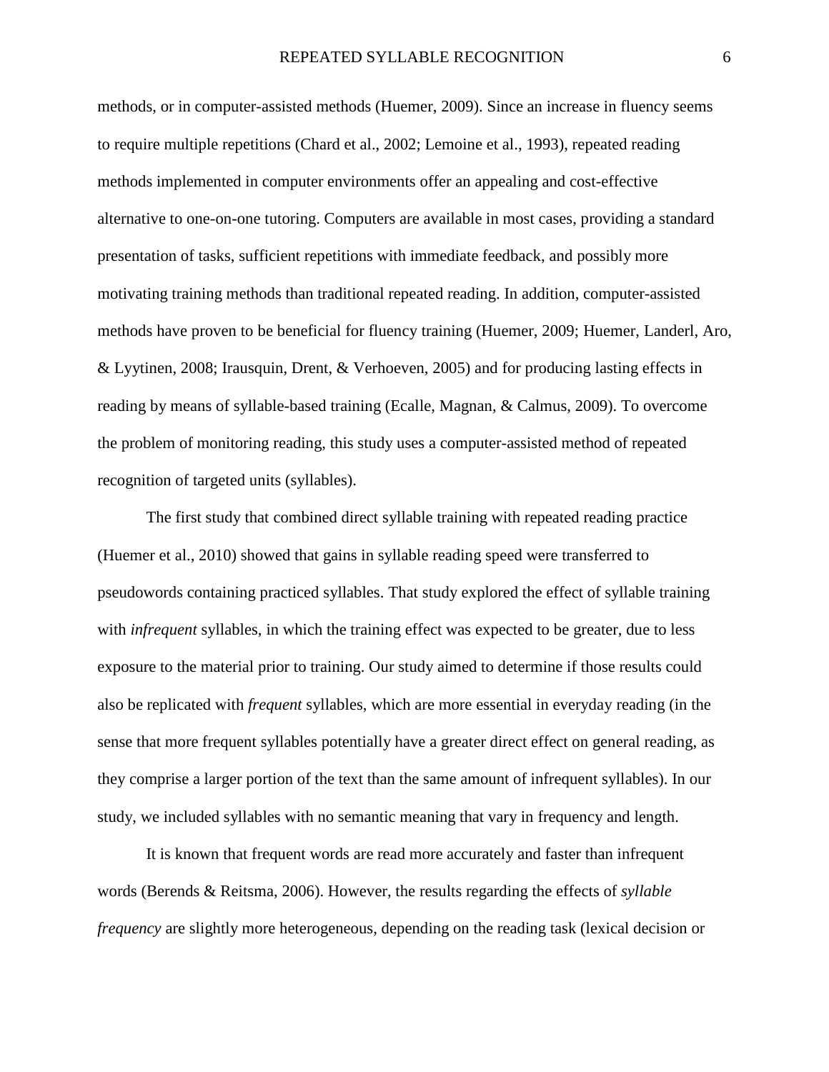methods, or in computer-assisted methods (Huemer, 2009). Since an increase in fluency seems to require multiple repetitions (Chard et al., 2002; Lemoine et al., 1993), repeated reading methods implemented in computer environments offer an appealing and cost-effective alternative to one-on-one tutoring. Computers are available in most cases, providing a standard presentation of tasks, sufficient repetitions with immediate feedback, and possibly more motivating training methods than traditional repeated reading. In addition, computer-assisted methods have proven to be beneficial for fluency training (Huemer, 2009; Huemer, Landerl, Aro, & Lyytinen, 2008; Irausquin, Drent, & Verhoeven, 2005) and for producing lasting effects in reading by means of syllable-based training (Ecalle, Magnan, & Calmus, 2009). To overcome the problem of monitoring reading, this study uses a computer-assisted method of repeated recognition of targeted units (syllables).

The first study that combined direct syllable training with repeated reading practice (Huemer et al., 2010) showed that gains in syllable reading speed were transferred to pseudowords containing practiced syllables. That study explored the effect of syllable training with *infrequent* syllables, in which the training effect was expected to be greater, due to less exposure to the material prior to training. Our study aimed to determine if those results could also be replicated with *frequent* syllables, which are more essential in everyday reading (in the sense that more frequent syllables potentially have a greater direct effect on general reading, as they comprise a larger portion of the text than the same amount of infrequent syllables). In our study, we included syllables with no semantic meaning that vary in frequency and length.

It is known that frequent words are read more accurately and faster than infrequent words (Berends & Reitsma, 2006). However, the results regarding the effects of *syllable frequency* are slightly more heterogeneous, depending on the reading task (lexical decision or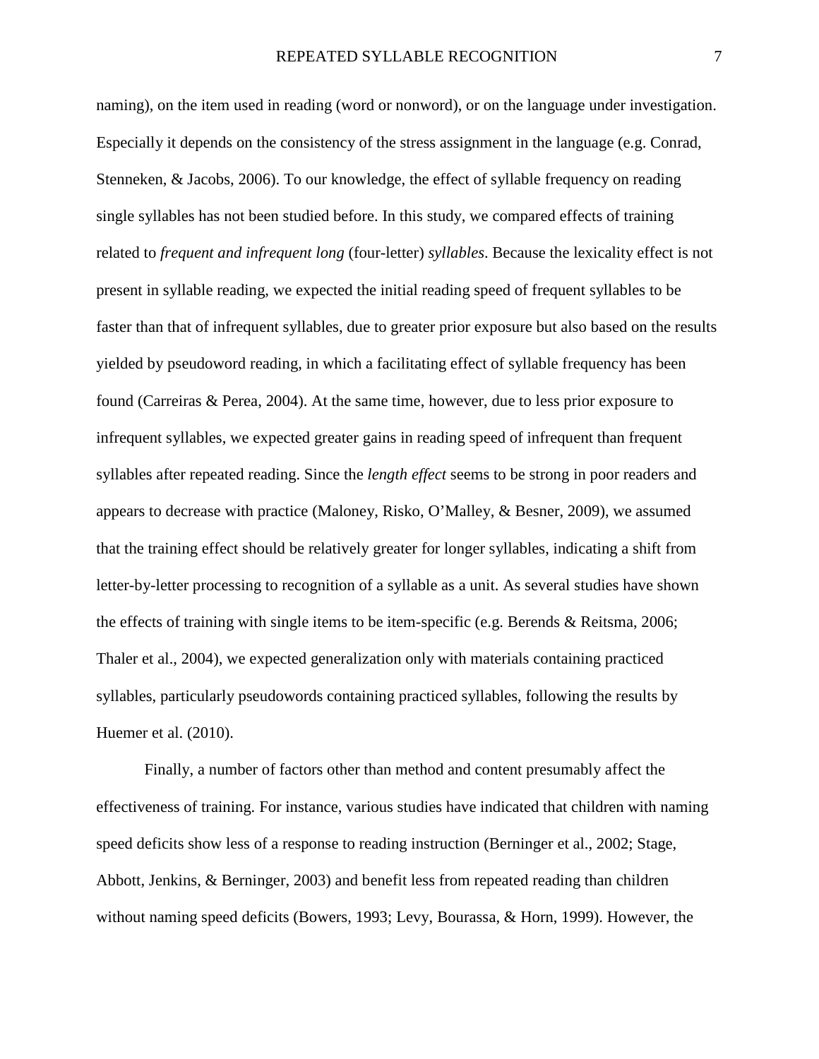naming), on the item used in reading (word or nonword), or on the language under investigation. Especially it depends on the consistency of the stress assignment in the language (e.g. Conrad, Stenneken, & Jacobs, 2006). To our knowledge, the effect of syllable frequency on reading single syllables has not been studied before. In this study, we compared effects of training related to *frequent and infrequent long* (four-letter) *syllables*. Because the lexicality effect is not present in syllable reading, we expected the initial reading speed of frequent syllables to be faster than that of infrequent syllables, due to greater prior exposure but also based on the results yielded by pseudoword reading, in which a facilitating effect of syllable frequency has been found (Carreiras & Perea, 2004). At the same time, however, due to less prior exposure to infrequent syllables, we expected greater gains in reading speed of infrequent than frequent syllables after repeated reading. Since the *length effect* seems to be strong in poor readers and appears to decrease with practice (Maloney, Risko, O'Malley, & Besner, 2009), we assumed that the training effect should be relatively greater for longer syllables, indicating a shift from letter-by-letter processing to recognition of a syllable as a unit. As several studies have shown the effects of training with single items to be item-specific (e.g. Berends & Reitsma, 2006; Thaler et al., 2004), we expected generalization only with materials containing practiced syllables, particularly pseudowords containing practiced syllables, following the results by Huemer et al. (2010).

Finally, a number of factors other than method and content presumably affect the effectiveness of training. For instance, various studies have indicated that children with naming speed deficits show less of a response to reading instruction (Berninger et al., 2002; Stage, Abbott, Jenkins, & Berninger, 2003) and benefit less from repeated reading than children without naming speed deficits (Bowers, 1993; Levy, Bourassa, & Horn, 1999). However, the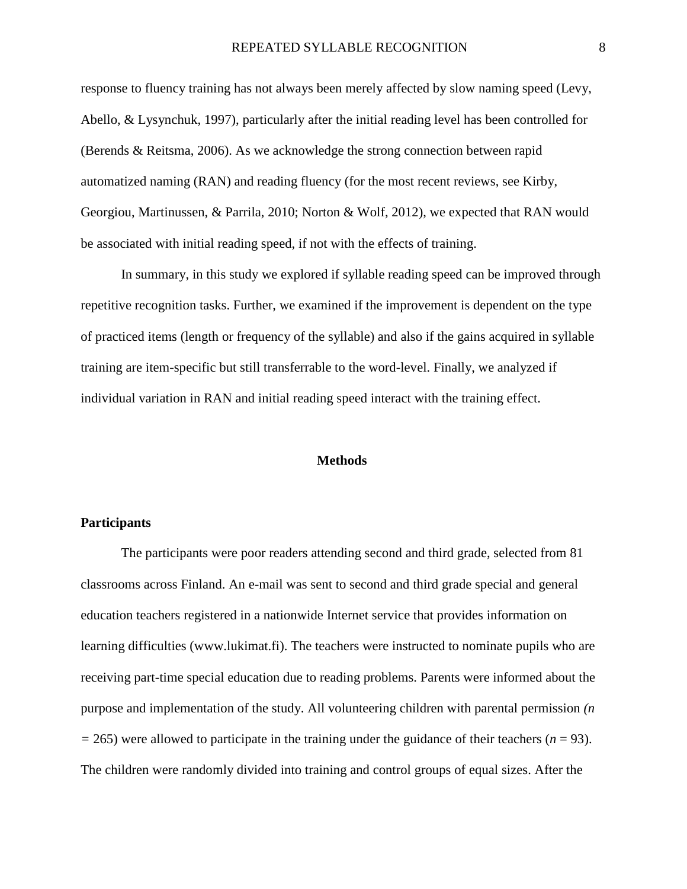response to fluency training has not always been merely affected by slow naming speed (Levy, Abello, & Lysynchuk, 1997), particularly after the initial reading level has been controlled for (Berends & Reitsma, 2006). As we acknowledge the strong connection between rapid automatized naming (RAN) and reading fluency (for the most recent reviews, see Kirby, Georgiou, Martinussen, & Parrila, 2010; Norton & Wolf, 2012), we expected that RAN would be associated with initial reading speed, if not with the effects of training.

In summary, in this study we explored if syllable reading speed can be improved through repetitive recognition tasks. Further, we examined if the improvement is dependent on the type of practiced items (length or frequency of the syllable) and also if the gains acquired in syllable training are item-specific but still transferrable to the word-level. Finally, we analyzed if individual variation in RAN and initial reading speed interact with the training effect.

## Methods

### Participants

The participants were poor readers attending second and third grade, selected from 81 classrooms across Finland. An e-mail was sent to second and third grade special and general education teachers registered in a nationwide Internet service that provides information on learning difficulties (www.lukimat.fi). The teachers were instructed to nominate pupils who are receiving part-time special education due to reading problems. Parents were informed about the purpose and implementation of the study. All volunteering children with parental permission *(n = 265)* were allowed to participate in the training under the guidance of their teachers (*n* = 93). The children were randomly divided into training and control groups of equal sizes. After the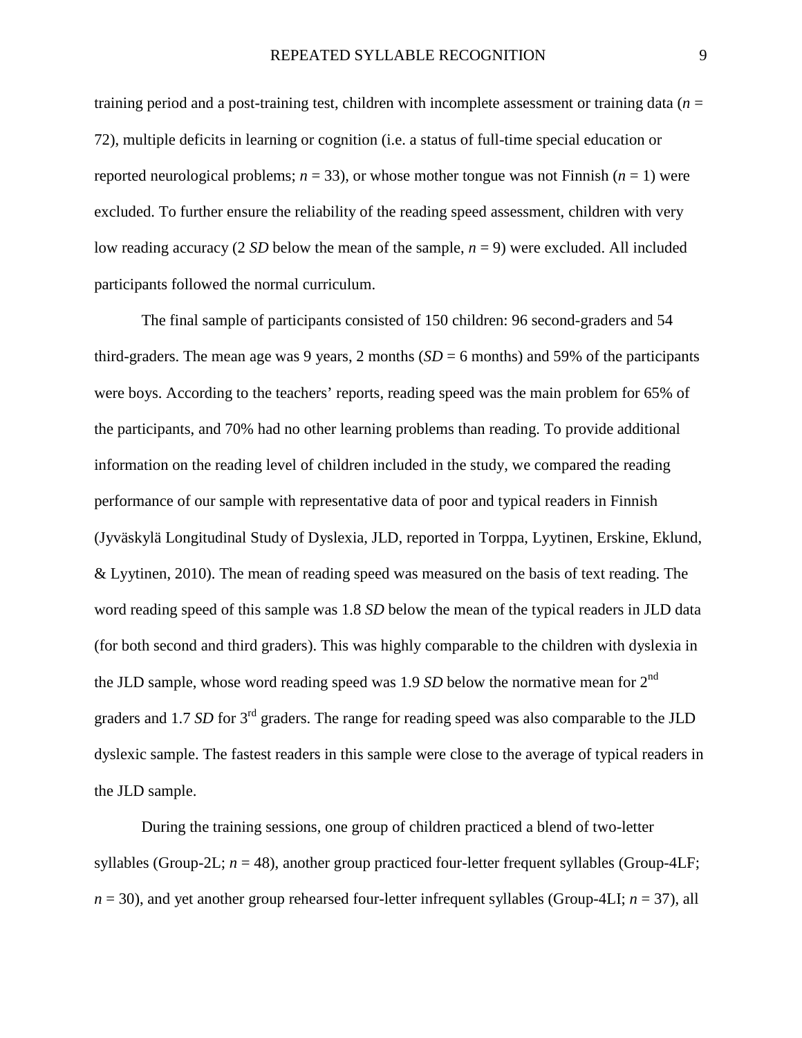training period and a post-training test, children with incomplete assessment or training data (*n* = 72), multiple deficits in learning or cognition (i.e. a status of full-time special education or reported neurological problems; *n* = 33), or whose mother tongue was not Finnish (*n* = 1) were excluded. To further ensure the reliability of the reading speed assessment, children with very low reading accuracy (2 *SD* below the mean of the sample, *n* = 9) were excluded. All included participants followed the normal curriculum.

The final sample of participants consisted of 150 children: 96 second-graders and 54 third-graders. The mean age was 9 years, 2 months (*SD* = 6 months) and 59% of the participants were boys. According to the teachers' reports, reading speed was the main problem for 65% of the participants, and 70% had no other learning problems than reading. To provide additional information on the reading level of children included in the study, we compared the reading performance of our sample with representative data of poor and typical readers in Finnish (Jyväskylä Longitudinal Study of Dyslexia, JLD, reported in Torppa, Lyytinen, Erskine, Eklund, & Lyytinen, 2010). The mean of reading speed was measured on the basis of text reading. The word reading speed of this sample was 1.8 *SD* below the mean of the typical readers in JLD data (for both second and third graders). This was highly comparable to the children with dyslexia in the JLD sample, whose word reading speed was 1.9 *SD* below the normative mean for 2nd graders and 1.7 *SD* for 3rd graders. The range for reading speed was also comparable to the JLD dyslexic sample. The fastest readers in this sample were close to the average of typical readers in the JLD sample.

During the training sessions, one group of children practiced a blend of two-letter syllables (Group-2L; *n* = 48), another group practiced four-letter frequent syllables (Group-4LF; *n* = 30), and yet another group rehearsed four-letter infrequent syllables (Group-4LI; *n* = 37), all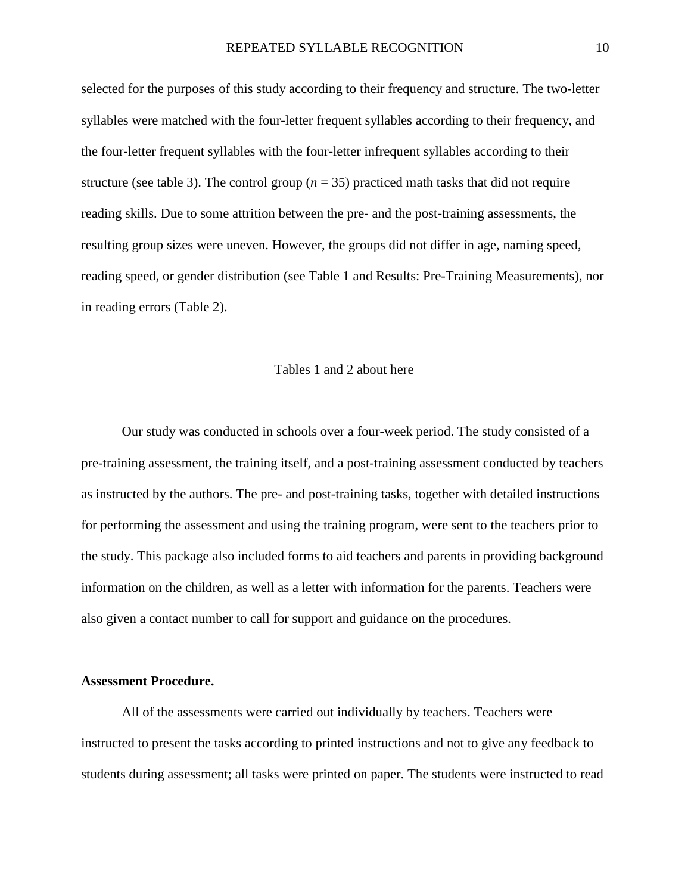selected for the purposes of this study according to their frequency and structure. The two-letter syllables were matched with the four-letter frequent syllables according to their frequency, and the four-letter frequent syllables with the four-letter infrequent syllables according to their structure (see table 3). The control group ($n$ = 35) practiced math tasks that did not require reading skills. Due to some attrition between the pre- and the post-training assessments, the resulting group sizes were uneven. However, the groups did not differ in age, naming speed, reading speed, or gender distribution (see Table 1 and Results: Pre-Training Measurements), nor in reading errors (Table 2).

Tables 1 and 2 about here

Our study was conducted in schools over a four-week period. The study consisted of a pre-training assessment, the training itself, and a post-training assessment conducted by teachers as instructed by the authors. The pre- and post-training tasks, together with detailed instructions for performing the assessment and using the training program, were sent to the teachers prior to the study. This package also included forms to aid teachers and parents in providing background information on the children, as well as a letter with information for the parents. Teachers were also given a contact number to call for support and guidance on the procedures.

**Assessment Procedure.**

All of the assessments were carried out individually by teachers. Teachers were instructed to present the tasks according to printed instructions and not to give any feedback to students during assessment; all tasks were printed on paper. The students were instructed to read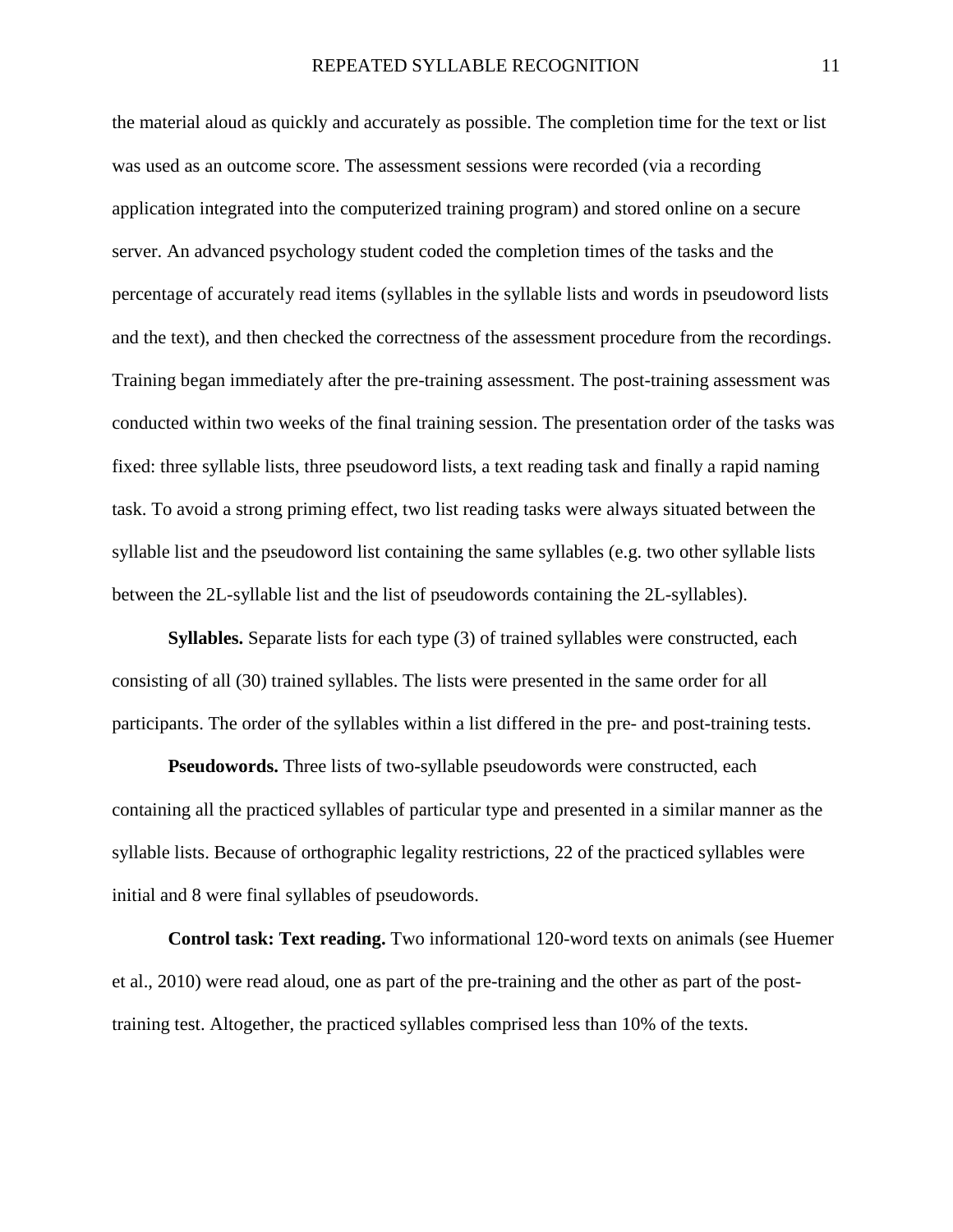the material aloud as quickly and accurately as possible. The completion time for the text or list was used as an outcome score. The assessment sessions were recorded (via a recording application integrated into the computerized training program) and stored online on a secure server. An advanced psychology student coded the completion times of the tasks and the percentage of accurately read items (syllables in the syllable lists and words in pseudoword lists and the text), and then checked the correctness of the assessment procedure from the recordings. Training began immediately after the pre-training assessment. The post-training assessment was conducted within two weeks of the final training session. The presentation order of the tasks was fixed: three syllable lists, three pseudoword lists, a text reading task and finally a rapid naming task. To avoid a strong priming effect, two list reading tasks were always situated between the syllable list and the pseudoword list containing the same syllables (e.g. two other syllable lists between the 2L-syllable list and the list of pseudowords containing the 2L-syllables).

**Syllables.** Separate lists for each type (3) of trained syllables were constructed, each consisting of all (30) trained syllables. The lists were presented in the same order for all participants. The order of the syllables within a list differed in the pre- and post-training tests.

**Pseudowords.** Three lists of two-syllable pseudowords were constructed, each containing all the practiced syllables of particular type and presented in a similar manner as the syllable lists. Because of orthographic legality restrictions, 22 of the practiced syllables were initial and 8 were final syllables of pseudowords.

**Control task: Text reading.** Two informational 120-word texts on animals (see Huemer et al., 2010) were read aloud, one as part of the pre-training and the other as part of the post-training test. Altogether, the practiced syllables comprised less than 10% of the texts.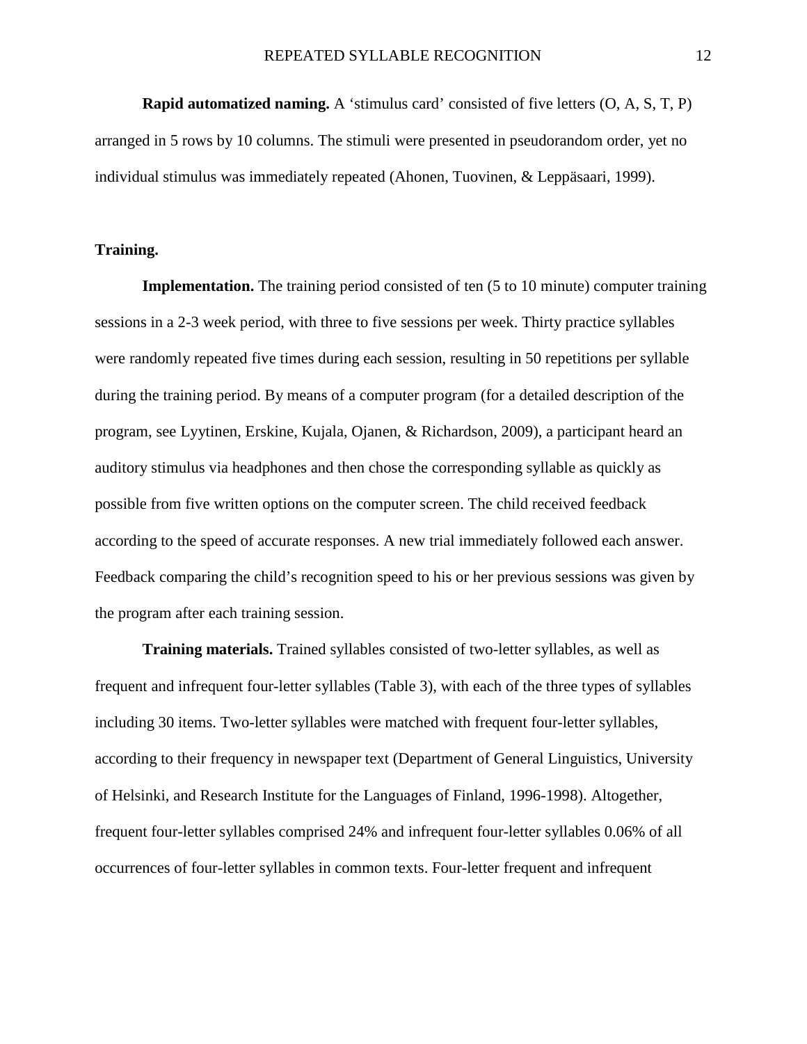**Rapid automatized naming.** A 'stimulus card' consisted of five letters (O, A, S, T, P) arranged in 5 rows by 10 columns. The stimuli were presented in pseudorandom order, yet no individual stimulus was immediately repeated (Ahonen, Tuovinen, & Leppäsaari, 1999).

**Training.**

**Implementation.** The training period consisted of ten (5 to 10 minute) computer training sessions in a 2-3 week period, with three to five sessions per week. Thirty practice syllables were randomly repeated five times during each session, resulting in 50 repetitions per syllable during the training period. By means of a computer program (for a detailed description of the program, see Lyytinen, Erskine, Kujala, Ojanen, & Richardson, 2009), a participant heard an auditory stimulus via headphones and then chose the corresponding syllable as quickly as possible from five written options on the computer screen. The child received feedback according to the speed of accurate responses. A new trial immediately followed each answer. Feedback comparing the child's recognition speed to his or her previous sessions was given by the program after each training session.

**Training materials.** Trained syllables consisted of two-letter syllables, as well as frequent and infrequent four-letter syllables (Table 3), with each of the three types of syllables including 30 items. Two-letter syllables were matched with frequent four-letter syllables, according to their frequency in newspaper text (Department of General Linguistics, University of Helsinki, and Research Institute for the Languages of Finland, 1996-1998). Altogether, frequent four-letter syllables comprised 24% and infrequent four-letter syllables 0.06% of all occurrences of four-letter syllables in common texts. Four-letter frequent and infrequent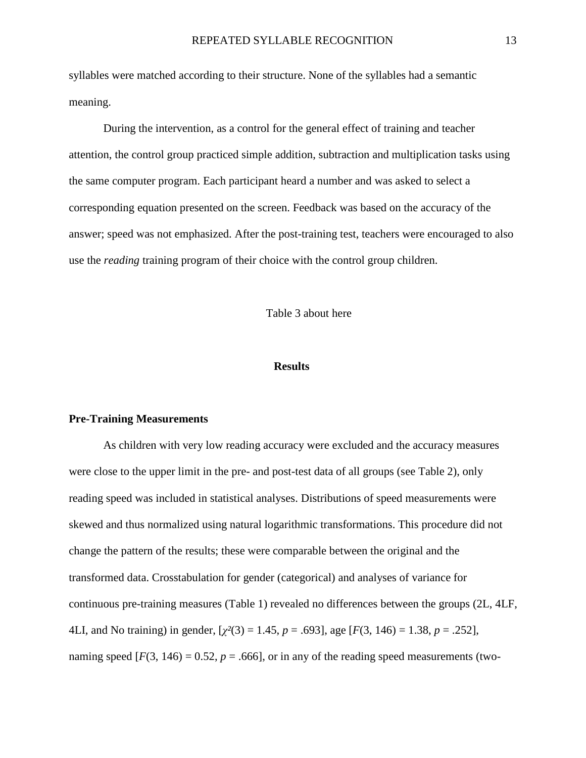syllables were matched according to their structure. None of the syllables had a semantic meaning.

During the intervention, as a control for the general effect of training and teacher attention, the control group practiced simple addition, subtraction and multiplication tasks using the same computer program. Each participant heard a number and was asked to select a corresponding equation presented on the screen. Feedback was based on the accuracy of the answer; speed was not emphasized. After the post-training test, teachers were encouraged to also use the *reading* training program of their choice with the control group children.

Table 3 about here

# Results

## Pre-Training Measurements

As children with very low reading accuracy were excluded and the accuracy measures were close to the upper limit in the pre- and post-test data of all groups (see Table 2), only reading speed was included in statistical analyses. Distributions of speed measurements were skewed and thus normalized using natural logarithmic transformations. This procedure did not change the pattern of the results; these were comparable between the original and the transformed data. Crosstabulation for gender (categorical) and analyses of variance for continuous pre-training measures (Table 1) revealed no differences between the groups (2L, 4LF, 4LI, and No training) in gender, [$\chi^2(3) = 1.45$, $p = .693$], age [$F(3, 146) = 1.38$, $p = .252$], naming speed [$F(3, 146) = 0.52$, $p = .666$], or in any of the reading speed measurements (two-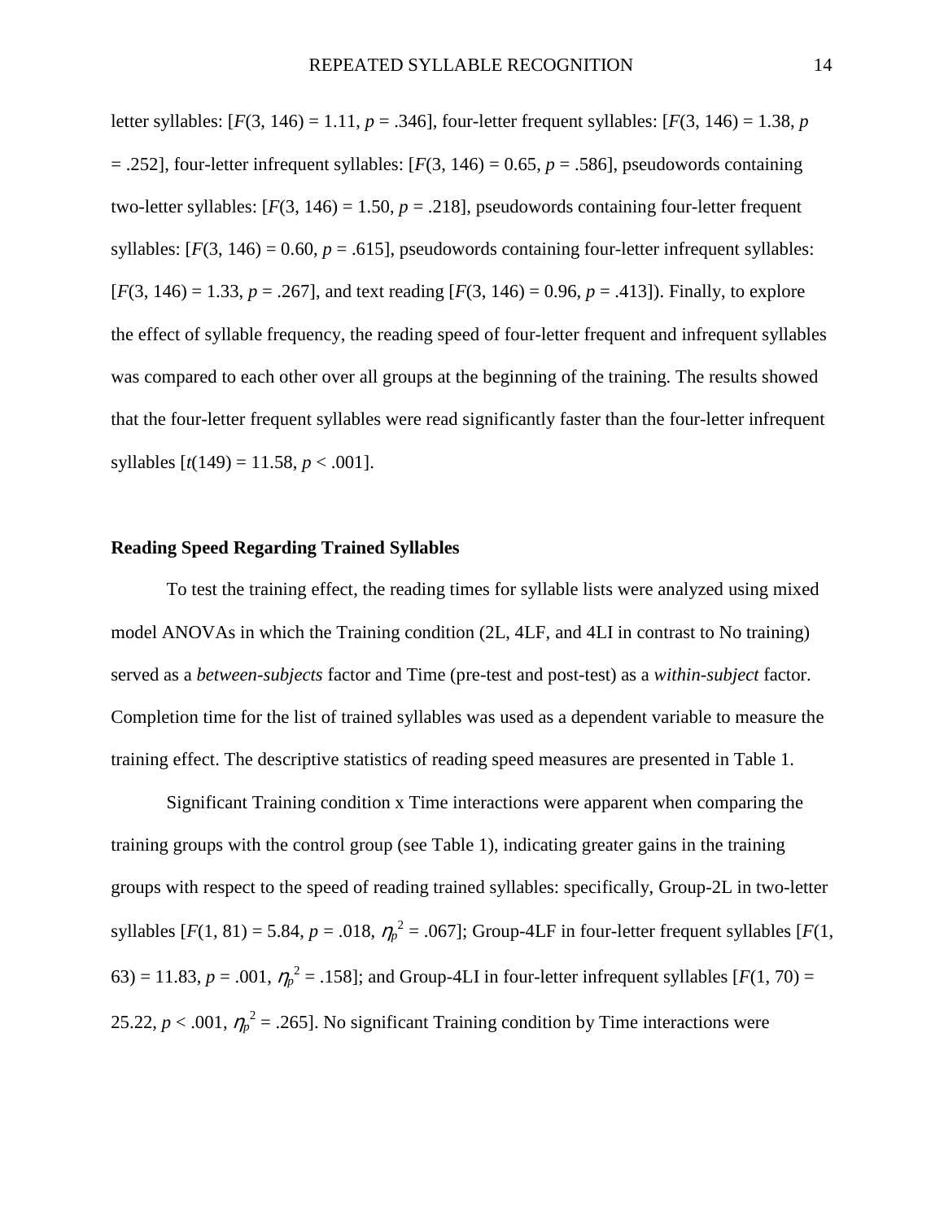letter syllables: [$F(3, 146) = 1.11$, $p = .346$], four-letter frequent syllables: [$F(3, 146) = 1.38$, $p = .252$], four-letter infrequent syllables: [$F(3, 146) = 0.65$, $p = .586$], pseudowords containing two-letter syllables: [$F(3, 146) = 1.50$, $p = .218$], pseudowords containing four-letter frequent syllables: [$F(3, 146) = 0.60$, $p = .615$], pseudowords containing four-letter infrequent syllables: [$F(3, 146) = 1.33$, $p = .267$], and text reading [$F(3, 146) = 0.96$, $p = .413$]). Finally, to explore the effect of syllable frequency, the reading speed of four-letter frequent and infrequent syllables was compared to each other over all groups at the beginning of the training. The results showed that the four-letter frequent syllables were read significantly faster than the four-letter infrequent syllables [$t(149) = 11.58$, $p < .001$].

**Reading Speed Regarding Trained Syllables**

To test the training effect, the reading times for syllable lists were analyzed using mixed model ANOVAs in which the Training condition (2L, 4LF, and 4LI in contrast to No training) served as a *between-subjects* factor and Time (pre-test and post-test) as a *within-subject* factor. Completion time for the list of trained syllables was used as a dependent variable to measure the training effect. The descriptive statistics of reading speed measures are presented in Table 1.

Significant Training condition x Time interactions were apparent when comparing the training groups with the control group (see Table 1), indicating greater gains in the training groups with respect to the speed of reading trained syllables: specifically, Group-2L in two-letter syllables [$F(1, 81) = 5.84$, $p = .018$, $\eta_p^2 = .067$]; Group-4LF in four-letter frequent syllables [$F(1, 63) = 11.83$, $p = .001$, $\eta_p^2 = .158$]; and Group-4LI in four-letter infrequent syllables [$F(1, 70) = 25.22$, $p < .001$, $\eta_p^2 = .265$]. No significant Training condition by Time interactions were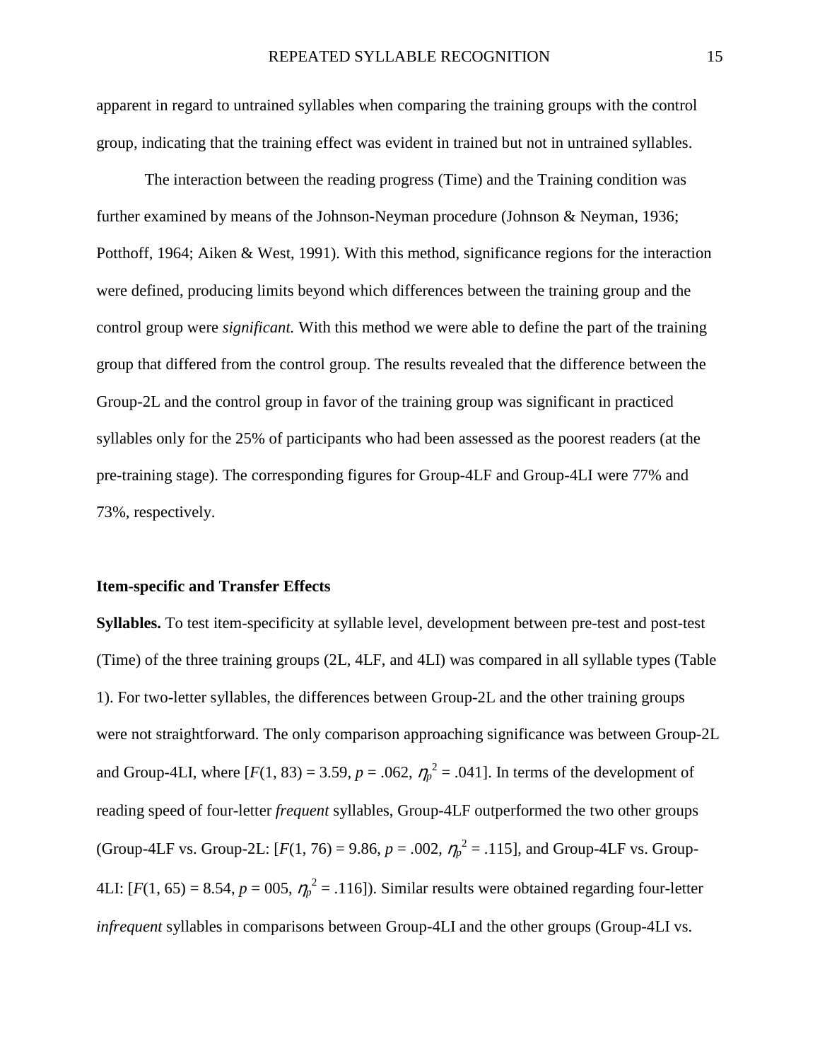apparent in regard to untrained syllables when comparing the training groups with the control group, indicating that the training effect was evident in trained but not in untrained syllables.

The interaction between the reading progress (Time) and the Training condition was further examined by means of the Johnson-Neyman procedure (Johnson & Neyman, 1936; Potthoff, 1964; Aiken & West, 1991). With this method, significance regions for the interaction were defined, producing limits beyond which differences between the training group and the control group were *significant.* With this method we were able to define the part of the training group that differed from the control group. The results revealed that the difference between the Group-2L and the control group in favor of the training group was significant in practiced syllables only for the 25% of participants who had been assessed as the poorest readers (at the pre-training stage). The corresponding figures for Group-4LF and Group-4LI were 77% and 73%, respectively.

### Item-specific and Transfer Effects

**Syllables.** To test item-specificity at syllable level, development between pre-test and post-test (Time) of the three training groups (2L, 4LF, and 4LI) was compared in all syllable types (Table 1). For two-letter syllables, the differences between Group-2L and the other training groups were not straightforward. The only comparison approaching significance was between Group-2L and Group-4LI, where [$F(1, 83) = 3.59$, $p = .062$, $\eta_p^2 = .041$]. In terms of the development of reading speed of four-letter *frequent* syllables, Group-4LF outperformed the two other groups (Group-4LF vs. Group-2L: [$F(1, 76) = 9.86$, $p = .002$, $\eta_p^2 = .115$], and Group-4LF vs. Group-4LI: [$F(1, 65) = 8.54$, $p = 005$, $\eta_p^2 = .116$]). Similar results were obtained regarding four-letter *infrequent* syllables in comparisons between Group-4LI and the other groups (Group-4LI vs.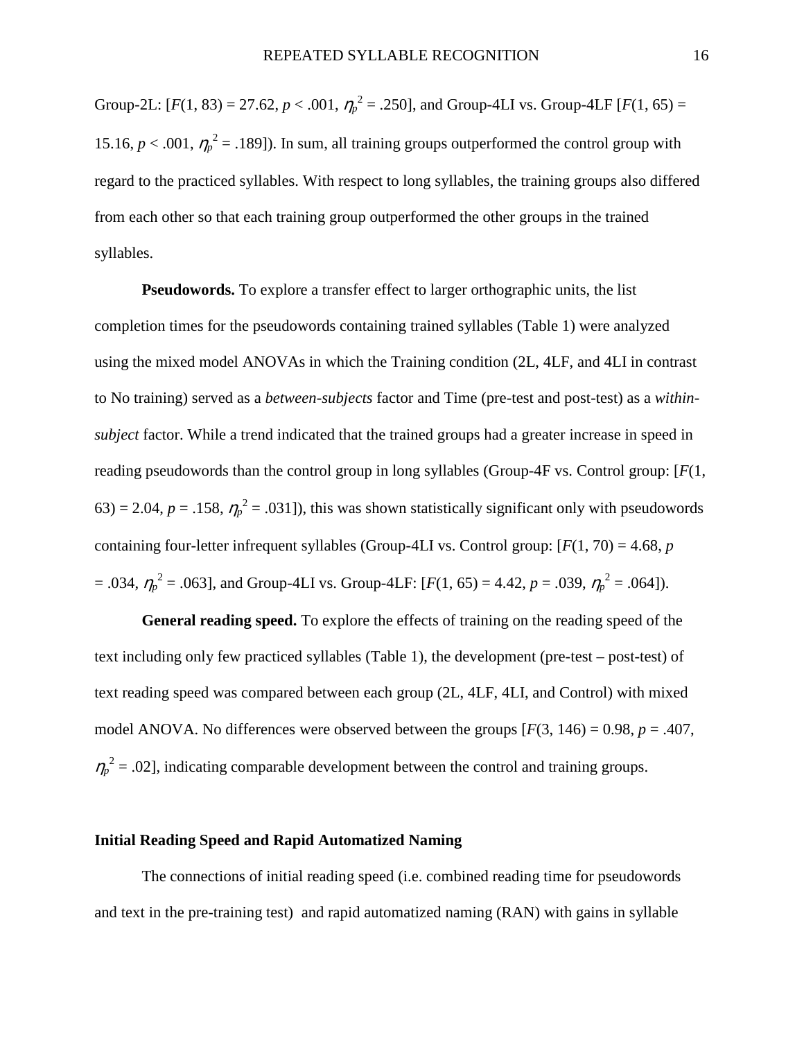Group-2L: [$F(1, 83) = 27.62$, $p < .001$, $\eta_p^2 = .250$], and Group-4LI vs. Group-4LF [$F(1, 65) = 15.16$, $p < .001$, $\eta_p^2 = .189$]). In sum, all training groups outperformed the control group with regard to the practiced syllables. With respect to long syllables, the training groups also differed from each other so that each training group outperformed the other groups in the trained syllables.

**Pseudowords.** To explore a transfer effect to larger orthographic units, the list completion times for the pseudowords containing trained syllables (Table 1) were analyzed using the mixed model ANOVAs in which the Training condition (2L, 4LF, and 4LI in contrast to No training) served as a *between-subjects* factor and Time (pre-test and post-test) as a *within-subject* factor. While a trend indicated that the trained groups had a greater increase in speed in reading pseudowords than the control group in long syllables (Group-4F vs. Control group: [$F(1, 63) = 2.04$, $p = .158$, $\eta_p^2 = .031$]), this was shown statistically significant only with pseudowords containing four-letter infrequent syllables (Group-4LI vs. Control group: [$F(1, 70) = 4.68$, $p = .034$, $\eta_p^2 = .063$], and Group-4LI vs. Group-4LF: [$F(1, 65) = 4.42$, $p = .039$, $\eta_p^2 = .064$]).

**General reading speed.** To explore the effects of training on the reading speed of the text including only few practiced syllables (Table 1), the development (pre-test – post-test) of text reading speed was compared between each group (2L, 4LF, 4LI, and Control) with mixed model ANOVA. No differences were observed between the groups [$F(3, 146) = 0.98$, $p = .407$, $\eta_p^2 = .02$], indicating comparable development between the control and training groups.

## Initial Reading Speed and Rapid Automatized Naming

The connections of initial reading speed (i.e. combined reading time for pseudowords and text in the pre-training test) and rapid automatized naming (RAN) with gains in syllable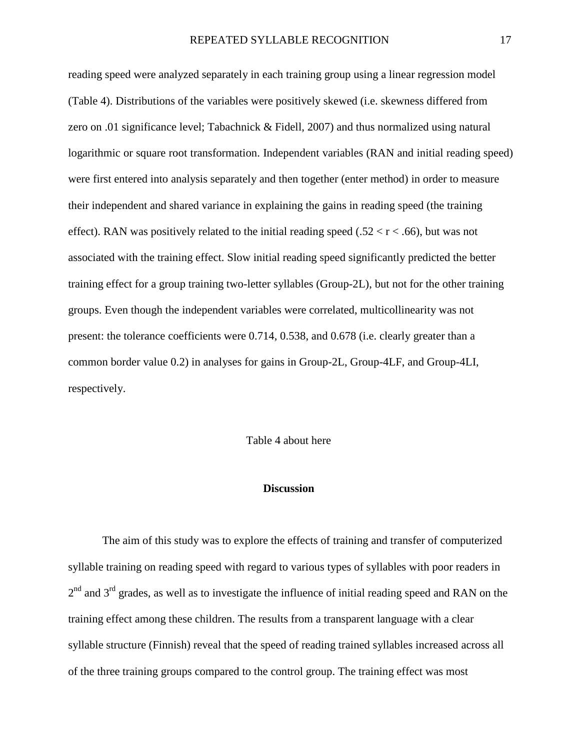reading speed were analyzed separately in each training group using a linear regression model (Table 4). Distributions of the variables were positively skewed (i.e. skewness differed from zero on .01 significance level; Tabachnick & Fidell, 2007) and thus normalized using natural logarithmic or square root transformation. Independent variables (RAN and initial reading speed) were first entered into analysis separately and then together (enter method) in order to measure their independent and shared variance in explaining the gains in reading speed (the training effect). RAN was positively related to the initial reading speed ($.52 < r < .66$), but was not associated with the training effect. Slow initial reading speed significantly predicted the better training effect for a group training two-letter syllables (Group-2L), but not for the other training groups. Even though the independent variables were correlated, multicollinearity was not present: the tolerance coefficients were 0.714, 0.538, and 0.678 (i.e. clearly greater than a common border value 0.2) in analyses for gains in Group-2L, Group-4LF, and Group-4LI, respectively.

Table 4 about here

## Discussion

The aim of this study was to explore the effects of training and transfer of computerized syllable training on reading speed with regard to various types of syllables with poor readers in 2nd and 3rd grades, as well as to investigate the influence of initial reading speed and RAN on the training effect among these children. The results from a transparent language with a clear syllable structure (Finnish) reveal that the speed of reading trained syllables increased across all of the three training groups compared to the control group. The training effect was most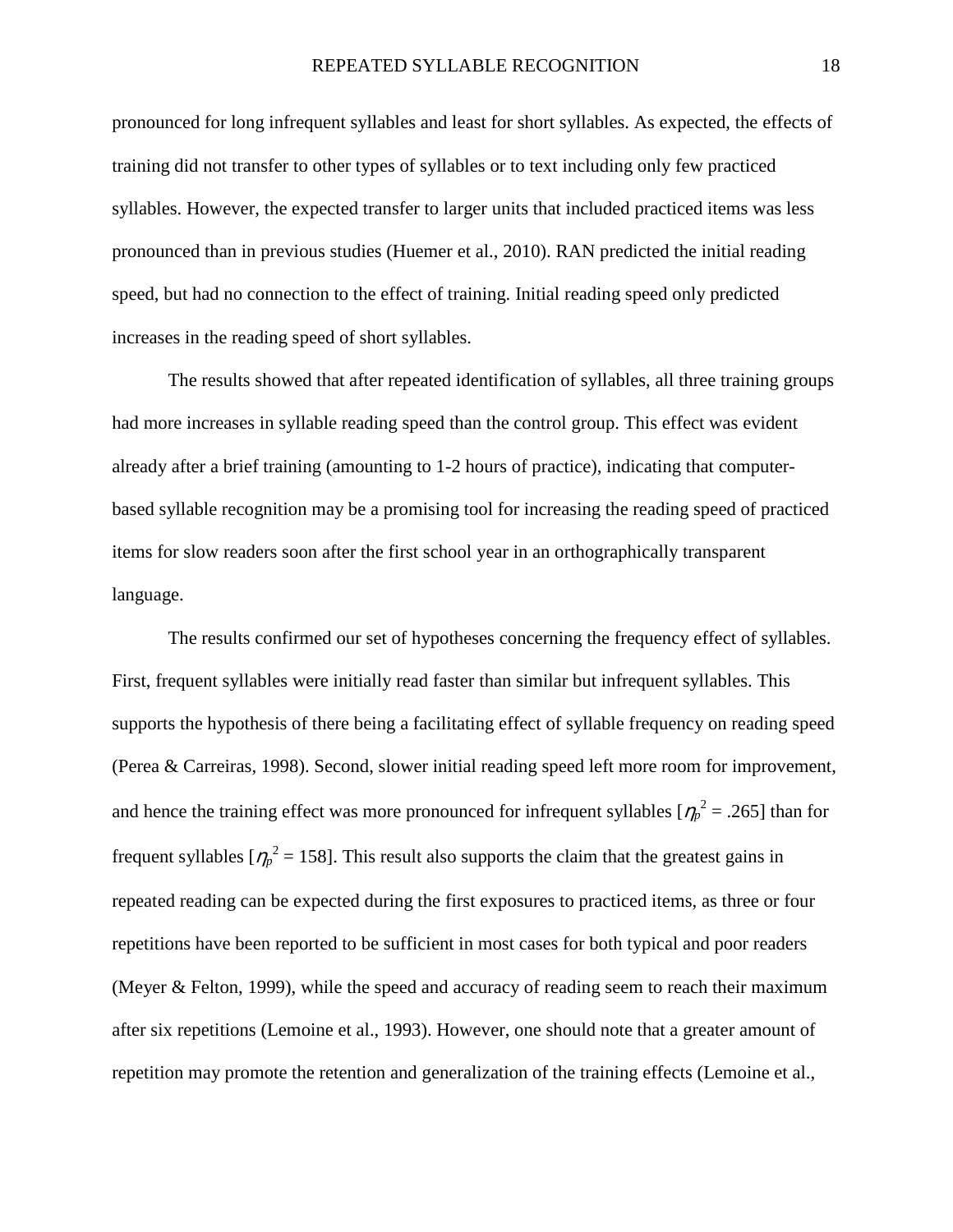pronounced for long infrequent syllables and least for short syllables. As expected, the effects of training did not transfer to other types of syllables or to text including only few practiced syllables. However, the expected transfer to larger units that included practiced items was less pronounced than in previous studies (Huemer et al., 2010). RAN predicted the initial reading speed, but had no connection to the effect of training. Initial reading speed only predicted increases in the reading speed of short syllables.

The results showed that after repeated identification of syllables, all three training groups had more increases in syllable reading speed than the control group. This effect was evident already after a brief training (amounting to 1-2 hours of practice), indicating that computer-based syllable recognition may be a promising tool for increasing the reading speed of practiced items for slow readers soon after the first school year in an orthographically transparent language.

The results confirmed our set of hypotheses concerning the frequency effect of syllables. First, frequent syllables were initially read faster than similar but infrequent syllables. This supports the hypothesis of there being a facilitating effect of syllable frequency on reading speed (Perea & Carreiras, 1998). Second, slower initial reading speed left more room for improvement, and hence the training effect was more pronounced for infrequent syllables [$\eta_p^2 = .265$] than for frequent syllables [$\eta_p^2 = 158$]. This result also supports the claim that the greatest gains in repeated reading can be expected during the first exposures to practiced items, as three or four repetitions have been reported to be sufficient in most cases for both typical and poor readers (Meyer & Felton, 1999), while the speed and accuracy of reading seem to reach their maximum after six repetitions (Lemoine et al., 1993). However, one should note that a greater amount of repetition may promote the retention and generalization of the training effects (Lemoine et al.,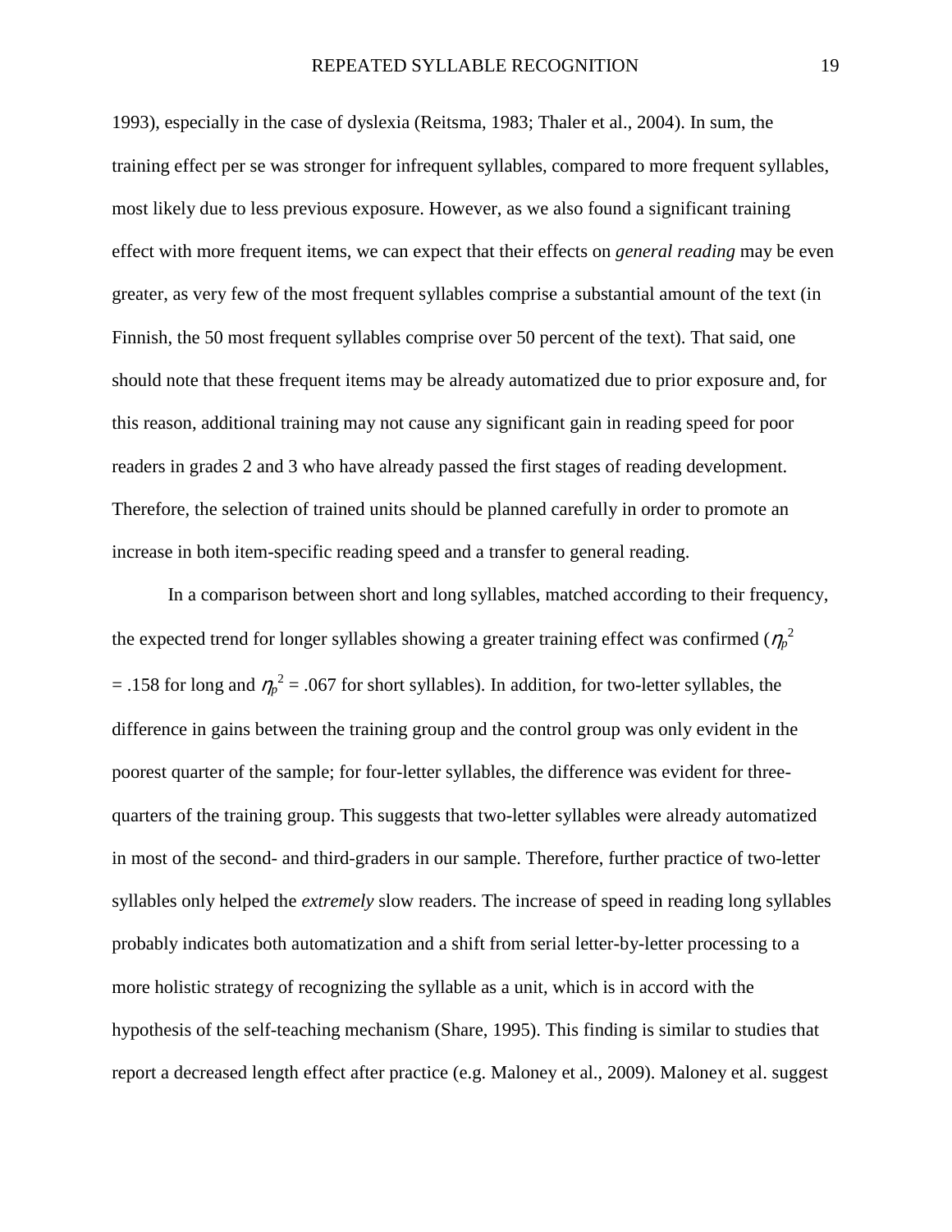1993), especially in the case of dyslexia (Reitsma, 1983; Thaler et al., 2004). In sum, the training effect per se was stronger for infrequent syllables, compared to more frequent syllables, most likely due to less previous exposure. However, as we also found a significant training effect with more frequent items, we can expect that their effects on *general reading* may be even greater, as very few of the most frequent syllables comprise a substantial amount of the text (in Finnish, the 50 most frequent syllables comprise over 50 percent of the text). That said, one should note that these frequent items may be already automatized due to prior exposure and, for this reason, additional training may not cause any significant gain in reading speed for poor readers in grades 2 and 3 who have already passed the first stages of reading development. Therefore, the selection of trained units should be planned carefully in order to promote an increase in both item-specific reading speed and a transfer to general reading.

In a comparison between short and long syllables, matched according to their frequency, the expected trend for longer syllables showing a greater training effect was confirmed ($\eta_p^2$ = .158 for long and $\eta_p^2$ = .067 for short syllables). In addition, for two-letter syllables, the difference in gains between the training group and the control group was only evident in the poorest quarter of the sample; for four-letter syllables, the difference was evident for three-quarters of the training group. This suggests that two-letter syllables were already automatized in most of the second- and third-graders in our sample. Therefore, further practice of two-letter syllables only helped the *extremely* slow readers. The increase of speed in reading long syllables probably indicates both automatization and a shift from serial letter-by-letter processing to a more holistic strategy of recognizing the syllable as a unit, which is in accord with the hypothesis of the self-teaching mechanism (Share, 1995). This finding is similar to studies that report a decreased length effect after practice (e.g. Maloney et al., 2009). Maloney et al. suggest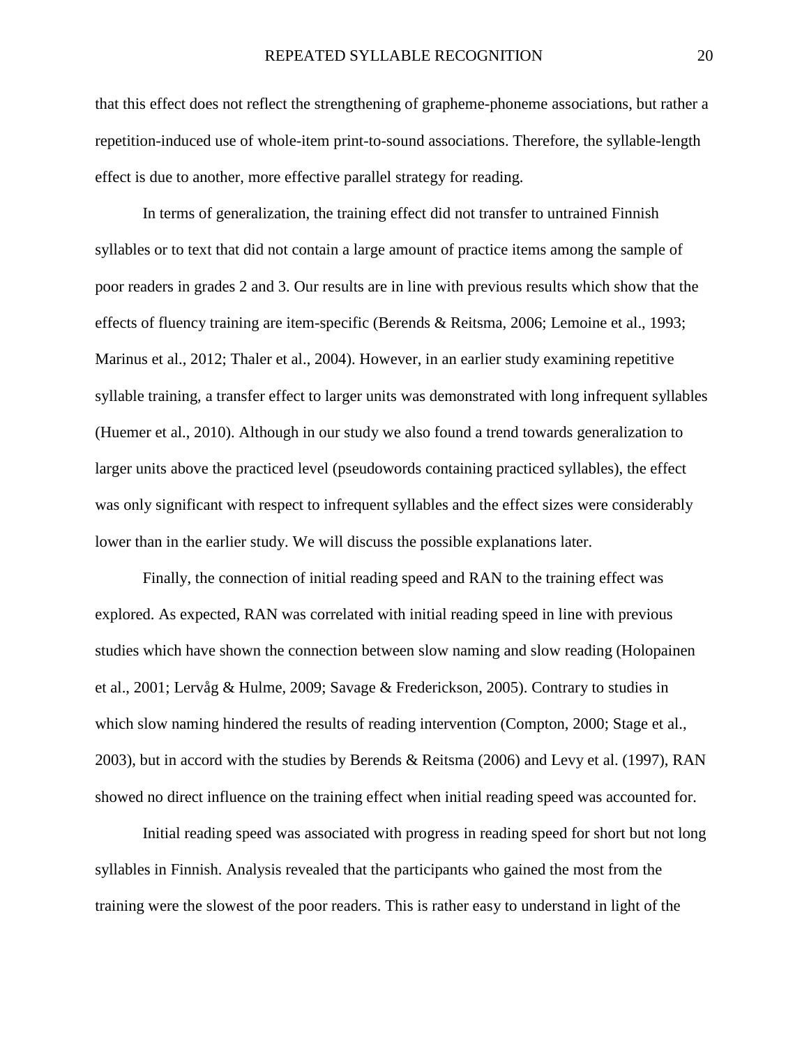that this effect does not reflect the strengthening of grapheme-phoneme associations, but rather a repetition-induced use of whole-item print-to-sound associations. Therefore, the syllable-length effect is due to another, more effective parallel strategy for reading.

In terms of generalization, the training effect did not transfer to untrained Finnish syllables or to text that did not contain a large amount of practice items among the sample of poor readers in grades 2 and 3. Our results are in line with previous results which show that the effects of fluency training are item-specific (Berends & Reitsma, 2006; Lemoine et al., 1993; Marinus et al., 2012; Thaler et al., 2004). However, in an earlier study examining repetitive syllable training, a transfer effect to larger units was demonstrated with long infrequent syllables (Huemer et al., 2010). Although in our study we also found a trend towards generalization to larger units above the practiced level (pseudowords containing practiced syllables), the effect was only significant with respect to infrequent syllables and the effect sizes were considerably lower than in the earlier study. We will discuss the possible explanations later.

Finally, the connection of initial reading speed and RAN to the training effect was explored. As expected, RAN was correlated with initial reading speed in line with previous studies which have shown the connection between slow naming and slow reading (Holopainen et al., 2001; Lervåg & Hulme, 2009; Savage & Frederickson, 2005). Contrary to studies in which slow naming hindered the results of reading intervention (Compton, 2000; Stage et al., 2003), but in accord with the studies by Berends & Reitsma (2006) and Levy et al. (1997), RAN showed no direct influence on the training effect when initial reading speed was accounted for.

Initial reading speed was associated with progress in reading speed for short but not long syllables in Finnish. Analysis revealed that the participants who gained the most from the training were the slowest of the poor readers. This is rather easy to understand in light of the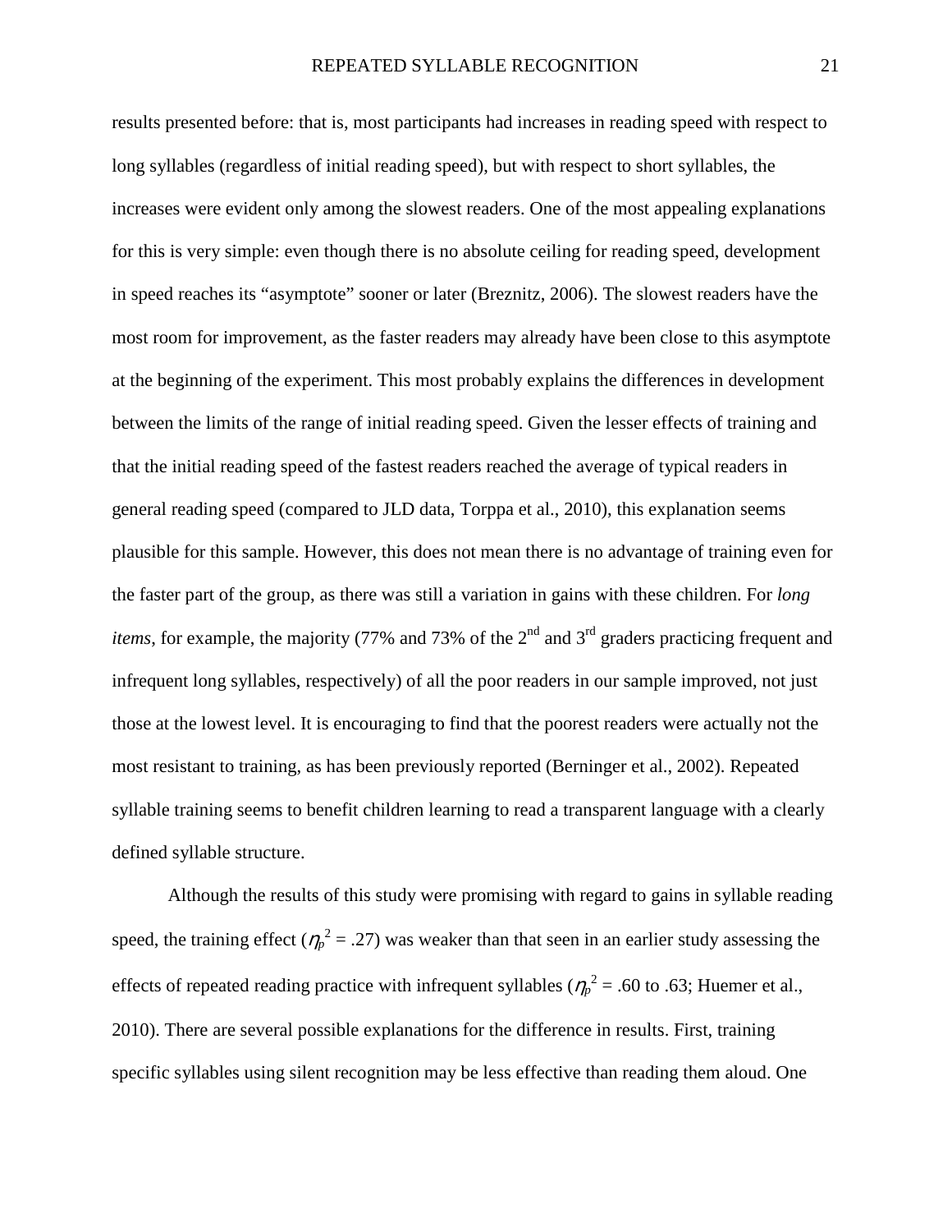results presented before: that is, most participants had increases in reading speed with respect to long syllables (regardless of initial reading speed), but with respect to short syllables, the increases were evident only among the slowest readers. One of the most appealing explanations for this is very simple: even though there is no absolute ceiling for reading speed, development in speed reaches its "asymptote" sooner or later (Breznitz, 2006). The slowest readers have the most room for improvement, as the faster readers may already have been close to this asymptote at the beginning of the experiment. This most probably explains the differences in development between the limits of the range of initial reading speed. Given the lesser effects of training and that the initial reading speed of the fastest readers reached the average of typical readers in general reading speed (compared to JLD data, Torppa et al., 2010), this explanation seems plausible for this sample. However, this does not mean there is no advantage of training even for the faster part of the group, as there was still a variation in gains with these children. For *long items*, for example, the majority (77% and 73% of the 2nd and 3rd graders practicing frequent and infrequent long syllables, respectively) of all the poor readers in our sample improved, not just those at the lowest level. It is encouraging to find that the poorest readers were actually not the most resistant to training, as has been previously reported (Berninger et al., 2002). Repeated syllable training seems to benefit children learning to read a transparent language with a clearly defined syllable structure.

Although the results of this study were promising with regard to gains in syllable reading speed, the training effect ($\eta_p^2 = .27$) was weaker than that seen in an earlier study assessing the effects of repeated reading practice with infrequent syllables ($\eta_p^2 = .60$ to .63; Huemer et al., 2010). There are several possible explanations for the difference in results. First, training specific syllables using silent recognition may be less effective than reading them aloud. One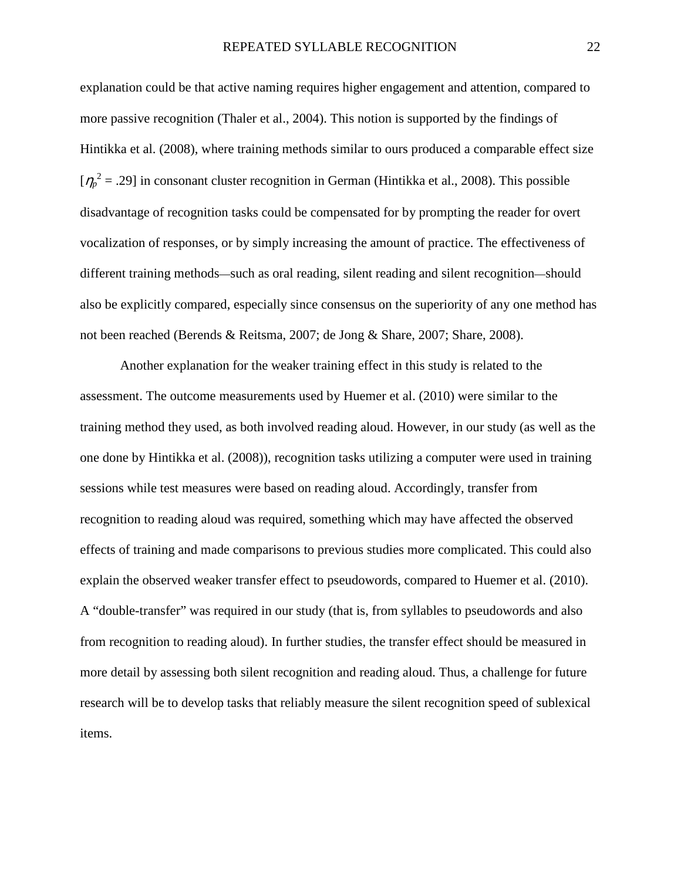explanation could be that active naming requires higher engagement and attention, compared to more passive recognition (Thaler et al., 2004). This notion is supported by the findings of Hintikka et al. (2008), where training methods similar to ours produced a comparable effect size [$\eta_p^2$ = .29] in consonant cluster recognition in German (Hintikka et al., 2008). This possible disadvantage of recognition tasks could be compensated for by prompting the reader for overt vocalization of responses, or by simply increasing the amount of practice. The effectiveness of different training methods—such as oral reading, silent reading and silent recognition—should also be explicitly compared, especially since consensus on the superiority of any one method has not been reached (Berends & Reitsma, 2007; de Jong & Share, 2007; Share, 2008).

Another explanation for the weaker training effect in this study is related to the assessment. The outcome measurements used by Huemer et al. (2010) were similar to the training method they used, as both involved reading aloud. However, in our study (as well as the one done by Hintikka et al. (2008)), recognition tasks utilizing a computer were used in training sessions while test measures were based on reading aloud. Accordingly, transfer from recognition to reading aloud was required, something which may have affected the observed effects of training and made comparisons to previous studies more complicated. This could also explain the observed weaker transfer effect to pseudowords, compared to Huemer et al. (2010). A "double-transfer" was required in our study (that is, from syllables to pseudowords and also from recognition to reading aloud). In further studies, the transfer effect should be measured in more detail by assessing both silent recognition and reading aloud. Thus, a challenge for future research will be to develop tasks that reliably measure the silent recognition speed of sublexical items.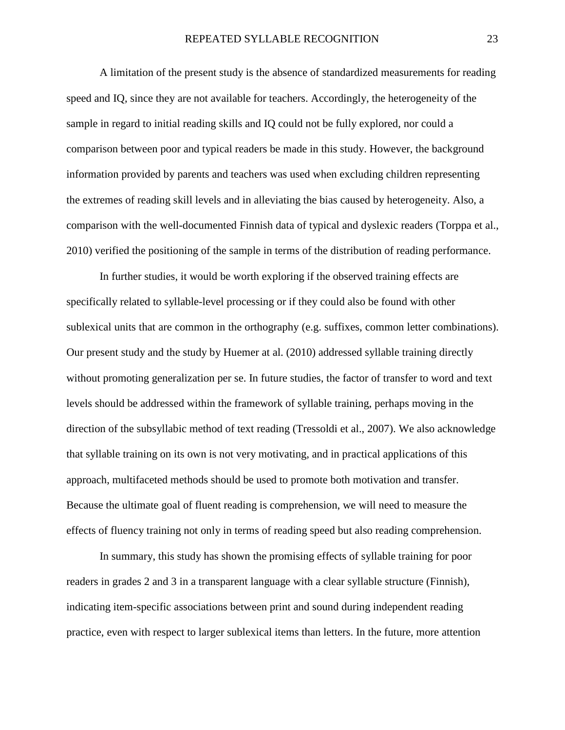A limitation of the present study is the absence of standardized measurements for reading speed and IQ, since they are not available for teachers. Accordingly, the heterogeneity of the sample in regard to initial reading skills and IQ could not be fully explored, nor could a comparison between poor and typical readers be made in this study. However, the background information provided by parents and teachers was used when excluding children representing the extremes of reading skill levels and in alleviating the bias caused by heterogeneity. Also, a comparison with the well-documented Finnish data of typical and dyslexic readers (Torppa et al., 2010) verified the positioning of the sample in terms of the distribution of reading performance.

In further studies, it would be worth exploring if the observed training effects are specifically related to syllable-level processing or if they could also be found with other sublexical units that are common in the orthography (e.g. suffixes, common letter combinations). Our present study and the study by Huemer at al. (2010) addressed syllable training directly without promoting generalization per se. In future studies, the factor of transfer to word and text levels should be addressed within the framework of syllable training, perhaps moving in the direction of the subsyllabic method of text reading (Tressoldi et al., 2007). We also acknowledge that syllable training on its own is not very motivating, and in practical applications of this approach, multifaceted methods should be used to promote both motivation and transfer. Because the ultimate goal of fluent reading is comprehension, we will need to measure the effects of fluency training not only in terms of reading speed but also reading comprehension.

In summary, this study has shown the promising effects of syllable training for poor readers in grades 2 and 3 in a transparent language with a clear syllable structure (Finnish), indicating item-specific associations between print and sound during independent reading practice, even with respect to larger sublexical items than letters. In the future, more attention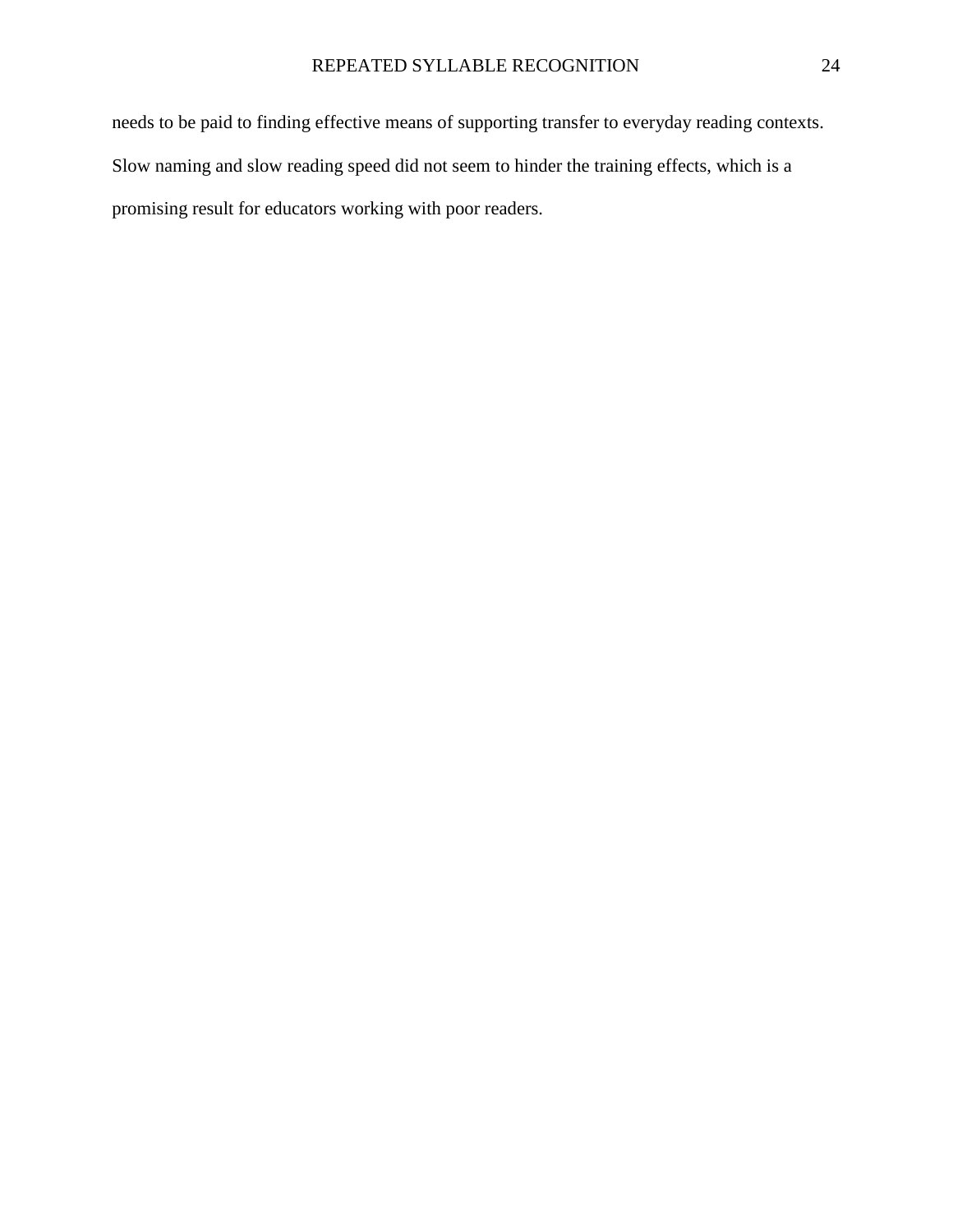needs to be paid to finding effective means of supporting transfer to everyday reading contexts. Slow naming and slow reading speed did not seem to hinder the training effects, which is a promising result for educators working with poor readers.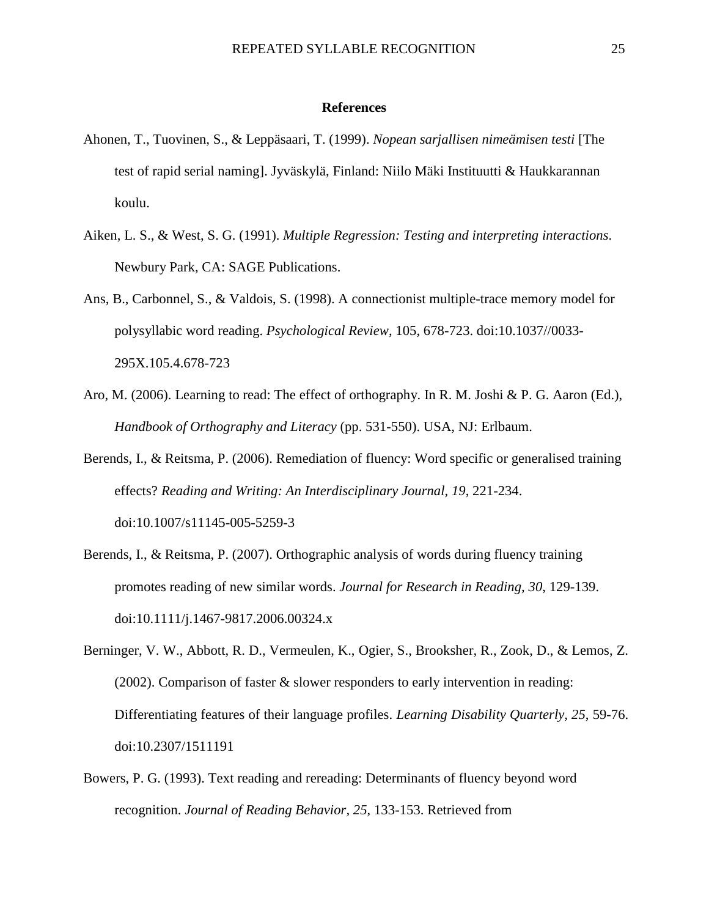**References**

Ahonen, T., Tuovinen, S., & Leppäsaari, T. (1999). *Nopean sarjallisen nimeämisen testi* [The test of rapid serial naming]. Jyväskylä, Finland: Niilo Mäki Instituutti & Haukkarannan koulu.

Aiken, L. S., & West, S. G. (1991). *Multiple Regression: Testing and interpreting interactions*. Newbury Park, CA: SAGE Publications.

Ans, B., Carbonnel, S., & Valdois, S. (1998). A connectionist multiple-trace memory model for polysyllabic word reading. *Psychological Review*, 105, 678-723. doi:10.1037//0033-295X.105.4.678-723

Aro, M. (2006). Learning to read: The effect of orthography. In R. M. Joshi & P. G. Aaron (Ed.), *Handbook of Orthography and Literacy* (pp. 531-550). USA, NJ: Erlbaum.

Berends, I., & Reitsma, P. (2006). Remediation of fluency: Word specific or generalised training effects? *Reading and Writing: An Interdisciplinary Journal, 19*, 221-234. doi:10.1007/s11145-005-5259-3

Berends, I., & Reitsma, P. (2007). Orthographic analysis of words during fluency training promotes reading of new similar words. *Journal for Research in Reading, 30*, 129-139. doi:10.1111/j.1467-9817.2006.00324.x

Berninger, V. W., Abbott, R. D., Vermeulen, K., Ogier, S., Brooksher, R., Zook, D., & Lemos, Z. (2002). Comparison of faster & slower responders to early intervention in reading: Differentiating features of their language profiles. *Learning Disability Quarterly, 25*, 59-76. doi:10.2307/1511191

Bowers, P. G. (1993). Text reading and rereading: Determinants of fluency beyond word recognition. *Journal of Reading Behavior, 25*, 133-153. Retrieved from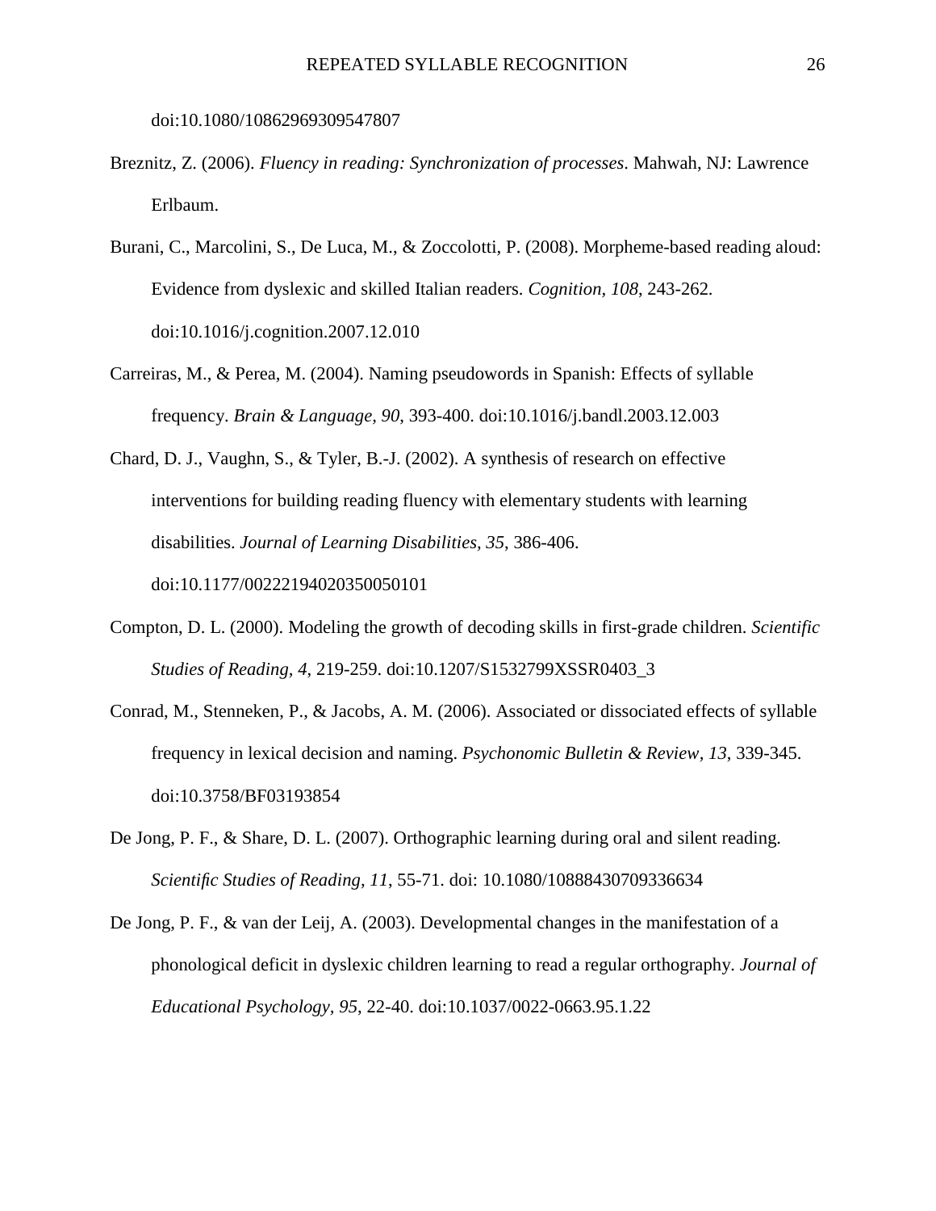doi:10.1080/10862969309547807

Breznitz, Z. (2006). *Fluency in reading: Synchronization of processes*. Mahwah, NJ: Lawrence Erlbaum.

Burani, C., Marcolini, S., De Luca, M., & Zoccolotti, P. (2008). Morpheme-based reading aloud: Evidence from dyslexic and skilled Italian readers. *Cognition, 108*, 243-262. doi:10.1016/j.cognition.2007.12.010

Carreiras, M., & Perea, M. (2004). Naming pseudowords in Spanish: Effects of syllable frequency. *Brain & Language, 90*, 393-400. doi:10.1016/j.bandl.2003.12.003

Chard, D. J., Vaughn, S., & Tyler, B.-J. (2002). A synthesis of research on effective interventions for building reading fluency with elementary students with learning disabilities. *Journal of Learning Disabilities, 35*, 386-406. doi:10.1177/00222194020350050101

Compton, D. L. (2000). Modeling the growth of decoding skills in first-grade children. *Scientific Studies of Reading, 4*, 219-259. doi:10.1207/S1532799XSSR0403_3

Conrad, M., Stenneken, P., & Jacobs, A. M. (2006). Associated or dissociated effects of syllable frequency in lexical decision and naming. *Psychonomic Bulletin & Review, 13*, 339-345. doi:10.3758/BF03193854

De Jong, P. F., & Share, D. L. (2007). Orthographic learning during oral and silent reading. *Scientific Studies of Reading, 11*, 55-71. doi: 10.1080/10888430709336634

De Jong, P. F., & van der Leij, A. (2003). Developmental changes in the manifestation of a phonological deficit in dyslexic children learning to read a regular orthography. *Journal of Educational Psychology, 95*, 22-40. doi:10.1037/0022-0663.95.1.22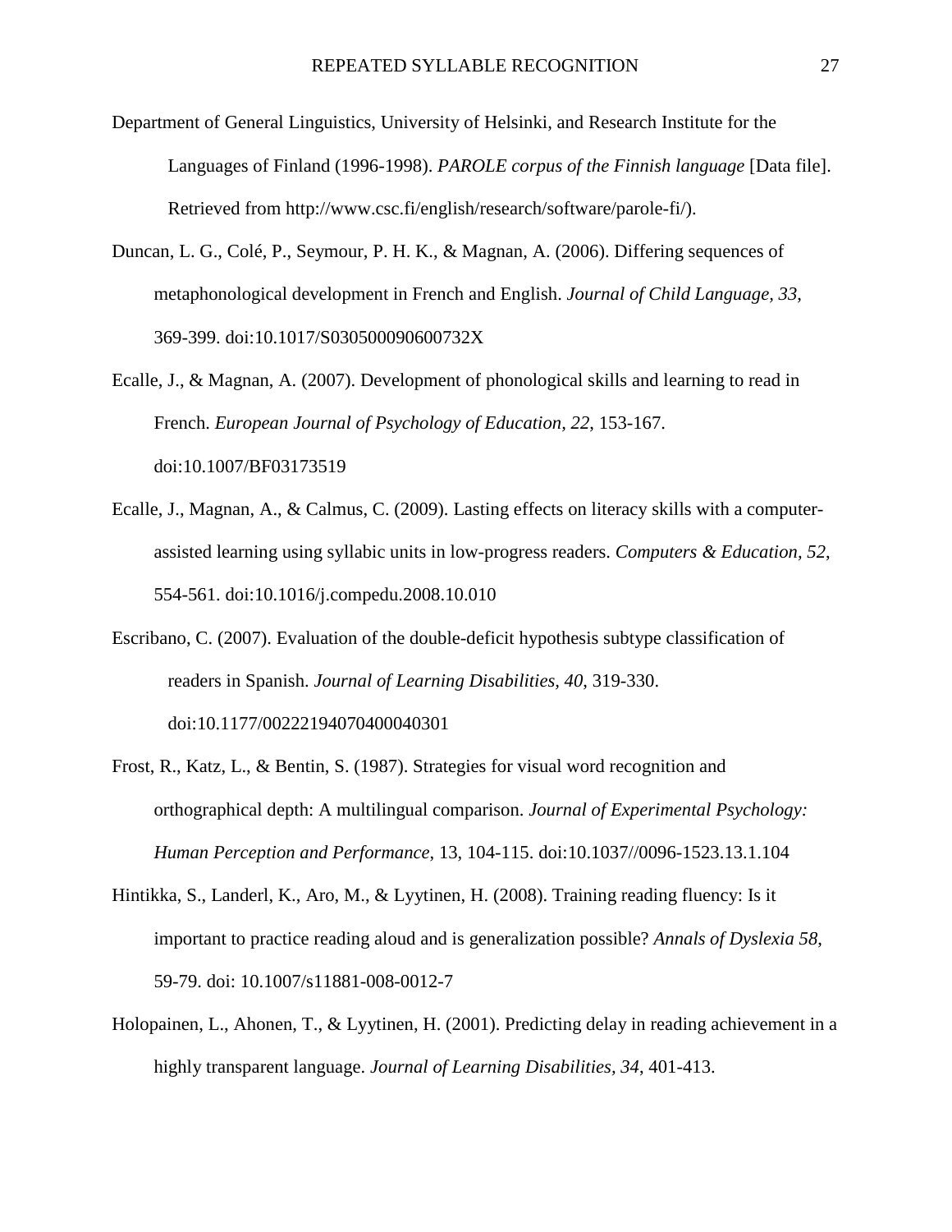Department of General Linguistics, University of Helsinki, and Research Institute for the Languages of Finland (1996-1998). *PAROLE corpus of the Finnish language* [Data file]. Retrieved from http://www.csc.fi/english/research/software/parole-fi/).

Duncan, L. G., Colé, P., Seymour, P. H. K., & Magnan, A. (2006). Differing sequences of metaphonological development in French and English. *Journal of Child Language, 33*, 369-399. doi:10.1017/S030500090600732X

Ecalle, J., & Magnan, A. (2007). Development of phonological skills and learning to read in French. *European Journal of Psychology of Education, 22*, 153-167. doi:10.1007/BF03173519

Ecalle, J., Magnan, A., & Calmus, C. (2009). Lasting effects on literacy skills with a computer-assisted learning using syllabic units in low-progress readers. *Computers & Education, 52*, 554-561. doi:10.1016/j.compedu.2008.10.010

Escribano, C. (2007). Evaluation of the double-deficit hypothesis subtype classification of readers in Spanish. *Journal of Learning Disabilities, 40*, 319-330. doi:10.1177/00222194070400040301

Frost, R., Katz, L., & Bentin, S. (1987). Strategies for visual word recognition and orthographical depth: A multilingual comparison. *Journal of Experimental Psychology: Human Perception and Performance*, 13, 104-115. doi:10.1037//0096-1523.13.1.104

Hintikka, S., Landerl, K., Aro, M., & Lyytinen, H. (2008). Training reading fluency: Is it important to practice reading aloud and is generalization possible? *Annals of Dyslexia 58*, 59-79. doi: 10.1007/s11881-008-0012-7

Holopainen, L., Ahonen, T., & Lyytinen, H. (2001). Predicting delay in reading achievement in a highly transparent language. *Journal of Learning Disabilities, 34*, 401-413.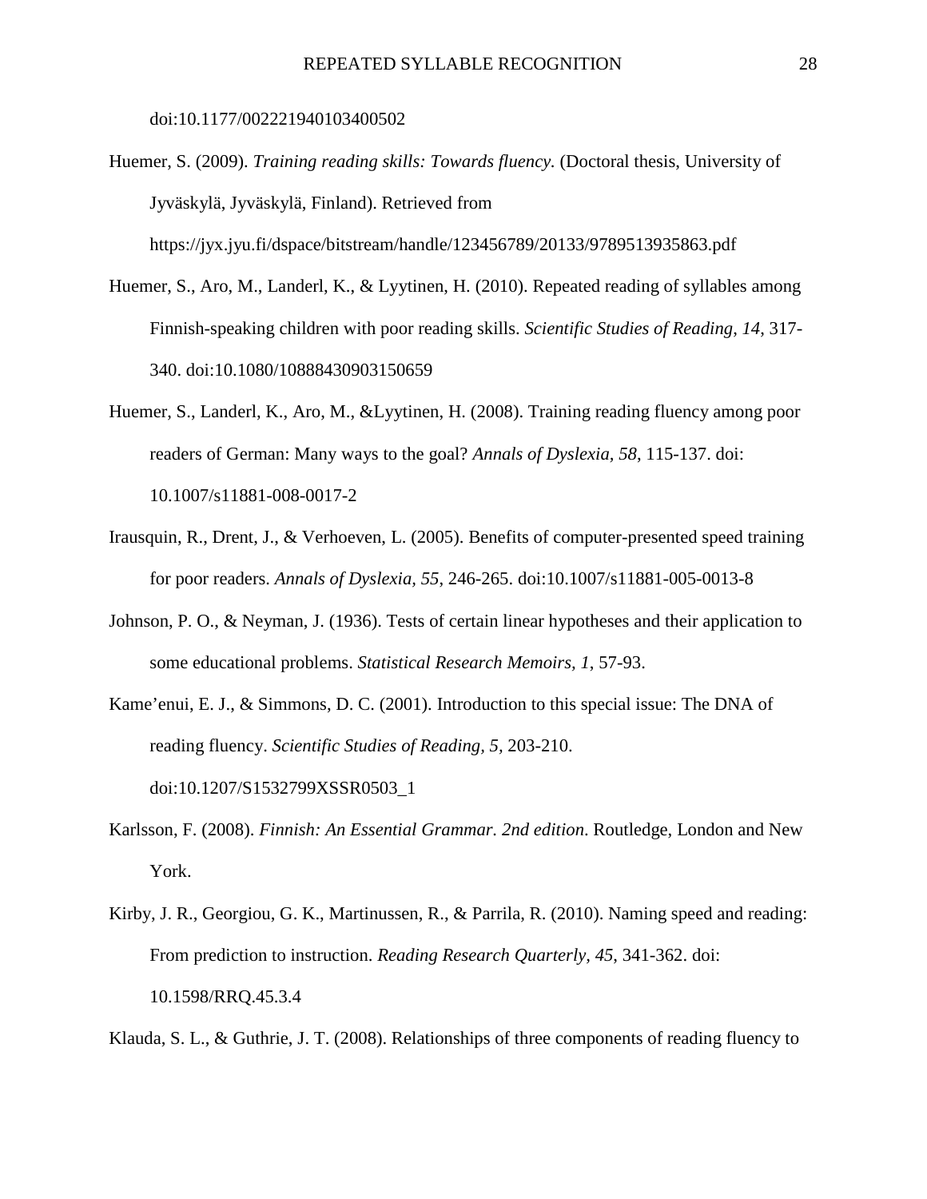doi:10.1177/002221940103400502

Huemer, S. (2009). *Training reading skills: Towards fluency.* (Doctoral thesis, University of Jyväskylä, Jyväskylä, Finland). Retrieved from https://jyx.jyu.fi/dspace/bitstream/handle/123456789/20133/9789513935863.pdf

Huemer, S., Aro, M., Landerl, K., & Lyytinen, H. (2010). Repeated reading of syllables among Finnish-speaking children with poor reading skills. *Scientific Studies of Reading*, *14*, 317-340. doi:10.1080/10888430903150659

Huemer, S., Landerl, K., Aro, M., &Lyytinen, H. (2008). Training reading fluency among poor readers of German: Many ways to the goal? *Annals of Dyslexia, 58*, 115-137. doi: 10.1007/s11881-008-0017-2

Irausquin, R., Drent, J., & Verhoeven, L. (2005). Benefits of computer-presented speed training for poor readers. *Annals of Dyslexia, 55*, 246-265. doi:10.1007/s11881-005-0013-8

Johnson, P. O., & Neyman, J. (1936). Tests of certain linear hypotheses and their application to some educational problems. *Statistical Research Memoirs, 1*, 57-93.

Kame'enui, E. J., & Simmons, D. C. (2001). Introduction to this special issue: The DNA of reading fluency. *Scientific Studies of Reading, 5*, 203-210. doi:10.1207/S1532799XSSR0503_1

Karlsson, F. (2008). *Finnish: An Essential Grammar. 2nd edition*. Routledge, London and New York.

Kirby, J. R., Georgiou, G. K., Martinussen, R., & Parrila, R. (2010). Naming speed and reading: From prediction to instruction. *Reading Research Quarterly, 45*, 341-362. doi: 10.1598/RRQ.45.3.4

Klauda, S. L., & Guthrie, J. T. (2008). Relationships of three components of reading fluency to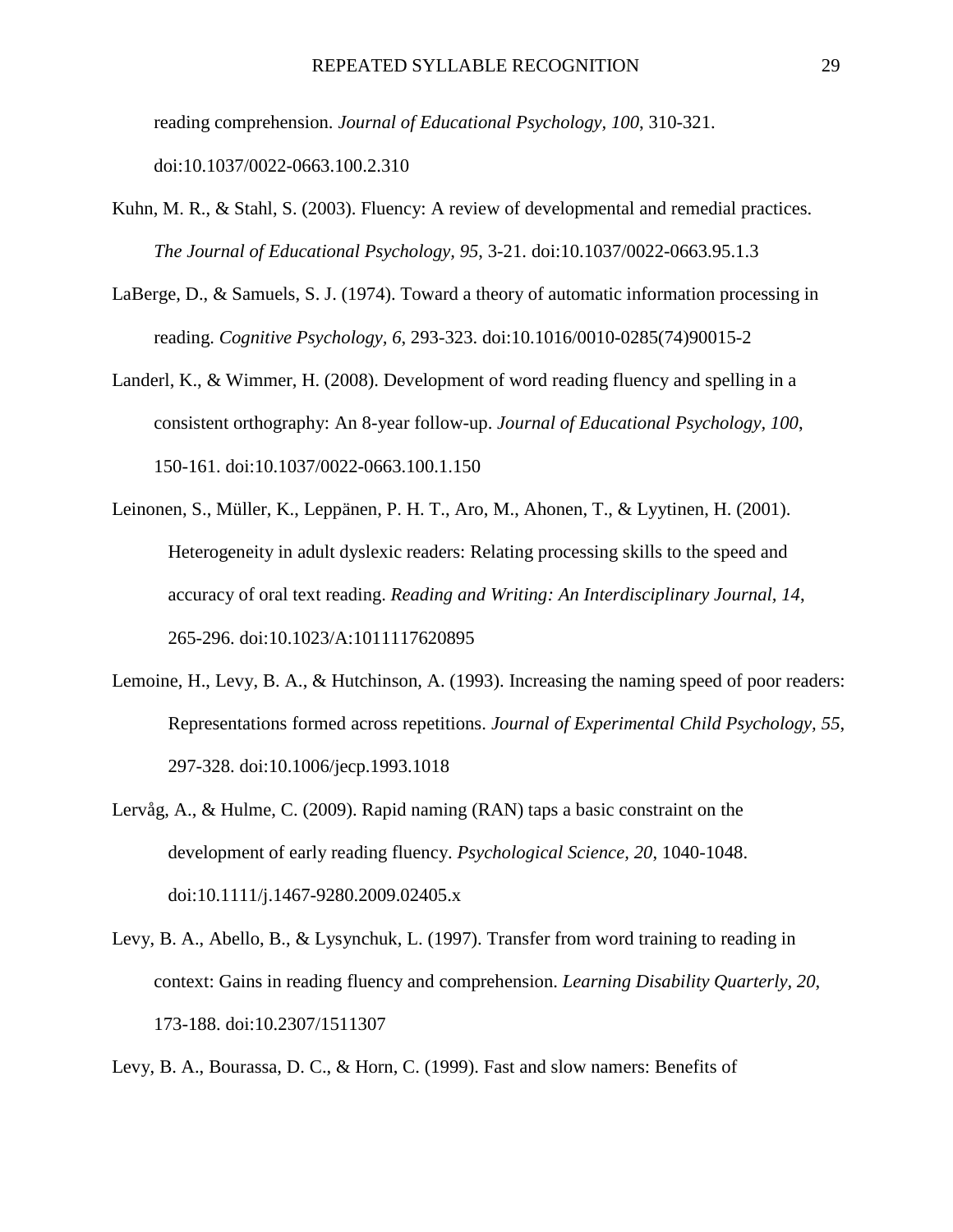reading comprehension. *Journal of Educational Psychology, 100*, 310-321. doi:10.1037/0022-0663.100.2.310

Kuhn, M. R., & Stahl, S. (2003). Fluency: A review of developmental and remedial practices. *The Journal of Educational Psychology, 95*, 3-21. doi:10.1037/0022-0663.95.1.3

LaBerge, D., & Samuels, S. J. (1974). Toward a theory of automatic information processing in reading. *Cognitive Psychology*, *6*, 293-323. doi:10.1016/0010-0285(74)90015-2

Landerl, K., & Wimmer, H. (2008). Development of word reading fluency and spelling in a consistent orthography: An 8-year follow-up. *Journal of Educational Psychology, 100*, 150-161. doi:10.1037/0022-0663.100.1.150

Leinonen, S., Müller, K., Leppänen, P. H. T., Aro, M., Ahonen, T., & Lyytinen, H. (2001). Heterogeneity in adult dyslexic readers: Relating processing skills to the speed and accuracy of oral text reading. *Reading and Writing: An Interdisciplinary Journal*, *14*, 265-296. doi:10.1023/A:1011117620895

Lemoine, H., Levy, B. A., & Hutchinson, A. (1993). Increasing the naming speed of poor readers: Representations formed across repetitions. *Journal of Experimental Child Psychology, 55*, 297-328. doi:10.1006/jecp.1993.1018

Lervåg, A., & Hulme, C. (2009). Rapid naming (RAN) taps a basic constraint on the development of early reading fluency. *Psychological Science, 20*, 1040-1048. doi:10.1111/j.1467-9280.2009.02405.x

Levy, B. A., Abello, B., & Lysynchuk, L. (1997). Transfer from word training to reading in context: Gains in reading fluency and comprehension. *Learning Disability Quarterly, 20*, 173-188. doi:10.2307/1511307

Levy, B. A., Bourassa, D. C., & Horn, C. (1999). Fast and slow namers: Benefits of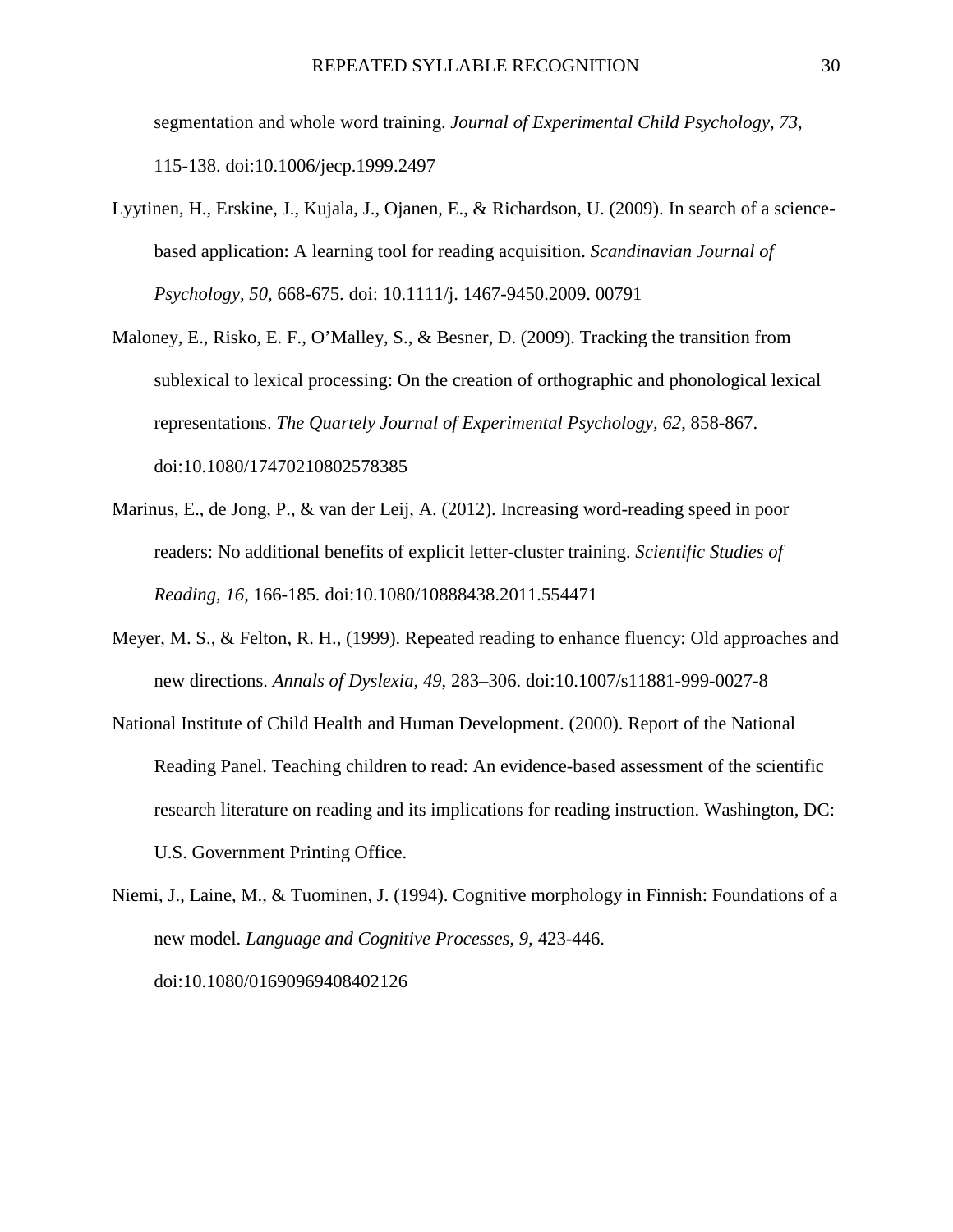segmentation and whole word training. *Journal of Experimental Child Psychology, 73,* 115-138. doi:10.1006/jecp.1999.2497

Lyytinen, H., Erskine, J., Kujala, J., Ojanen, E., & Richardson, U. (2009). In search of a science-based application: A learning tool for reading acquisition. *Scandinavian Journal of Psychology, 50*, 668-675. doi: 10.1111/j. 1467-9450.2009. 00791

Maloney, E., Risko, E. F., O'Malley, S., & Besner, D. (2009). Tracking the transition from sublexical to lexical processing: On the creation of orthographic and phonological lexical representations. *The Quartely Journal of Experimental Psychology, 62*, 858-867. doi:10.1080/17470210802578385

Marinus, E., de Jong, P., & van der Leij, A. (2012). Increasing word-reading speed in poor readers: No additional benefits of explicit letter-cluster training. *Scientific Studies of Reading, 16,* 166-185. doi:10.1080/10888438.2011.554471

Meyer, M. S., & Felton, R. H., (1999). Repeated reading to enhance fluency: Old approaches and new directions. *Annals of Dyslexia, 49*, 283–306. doi:10.1007/s11881-999-0027-8

National Institute of Child Health and Human Development. (2000). Report of the National Reading Panel. Teaching children to read: An evidence-based assessment of the scientific research literature on reading and its implications for reading instruction. Washington, DC: U.S. Government Printing Office.

Niemi, J., Laine, M., & Tuominen, J. (1994). Cognitive morphology in Finnish: Foundations of a new model. *Language and Cognitive Processes, 9,* 423-446. doi:10.1080/01690969408402126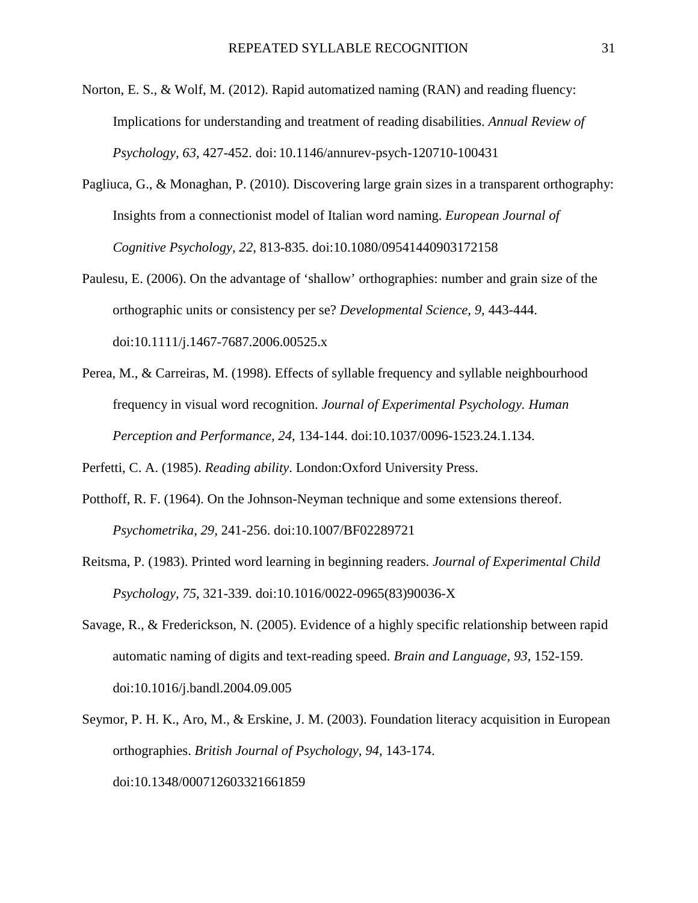Norton, E. S., & Wolf, M. (2012). Rapid automatized naming (RAN) and reading fluency: Implications for understanding and treatment of reading disabilities. *Annual Review of Psychology, 63*, 427-452. doi: 10.1146/annurev-psych-120710-100431

Pagliuca, G., & Monaghan, P. (2010). Discovering large grain sizes in a transparent orthography: Insights from a connectionist model of Italian word naming. *European Journal of Cognitive Psychology, 22*, 813-835. doi:10.1080/09541440903172158

Paulesu, E. (2006). On the advantage of 'shallow' orthographies: number and grain size of the orthographic units or consistency per se? *Developmental Science, 9*, 443-444. doi:10.1111/j.1467-7687.2006.00525.x

Perea, M., & Carreiras, M. (1998). Effects of syllable frequency and syllable neighbourhood frequency in visual word recognition. *Journal of Experimental Psychology. Human Perception and Performance, 24*, 134-144. doi:10.1037/0096-1523.24.1.134.

Perfetti, C. A. (1985). *Reading ability*. London:Oxford University Press.

Potthoff, R. F. (1964). On the Johnson-Neyman technique and some extensions thereof. *Psychometrika, 29*, 241-256. doi:10.1007/BF02289721

Reitsma, P. (1983). Printed word learning in beginning readers. *Journal of Experimental Child Psychology, 75*, 321-339. doi:10.1016/0022-0965(83)90036-X

Savage, R., & Frederickson, N. (2005). Evidence of a highly specific relationship between rapid automatic naming of digits and text-reading speed. *Brain and Language, 93*, 152-159. doi:10.1016/j.bandl.2004.09.005

Seymor, P. H. K., Aro, M., & Erskine, J. M. (2003). Foundation literacy acquisition in European orthographies. *British Journal of Psychology, 94*, 143-174. doi:10.1348/000712603321661859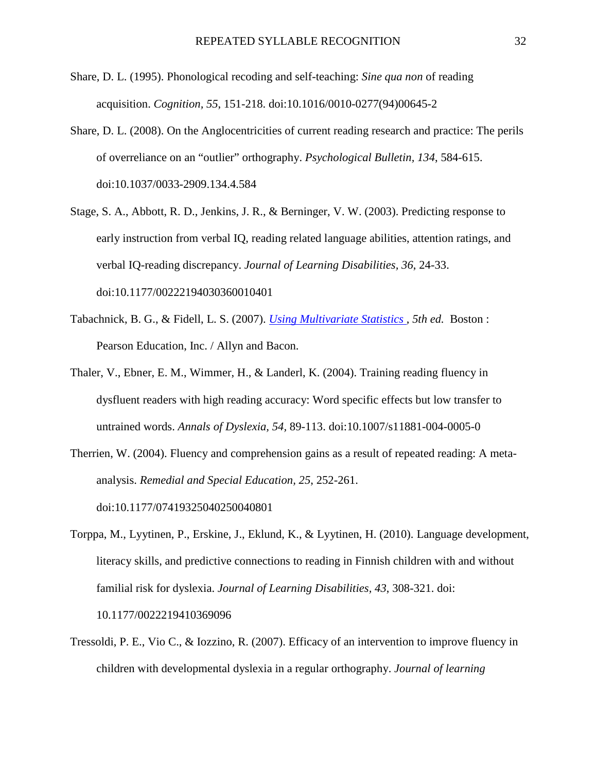Share, D. L. (1995). Phonological recoding and self-teaching: *Sine qua non* of reading acquisition. *Cognition, 55*, 151-218. doi:10.1016/0010-0277(94)00645-2

Share, D. L. (2008). On the Anglocentricities of current reading research and practice: The perils of overreliance on an "outlier" orthography. *Psychological Bulletin, 134*, 584-615. doi:10.1037/0033-2909.134.4.584

Stage, S. A., Abbott, R. D., Jenkins, J. R., & Berninger, V. W. (2003). Predicting response to early instruction from verbal IQ, reading related language abilities, attention ratings, and verbal IQ-reading discrepancy. *Journal of Learning Disabilities, 36*, 24-33. doi:10.1177/00222194030360010401

Tabachnick, B. G., & Fidell, L. S. (2007). *Using Multivariate Statistics , 5th ed.* Boston : Pearson Education, Inc. / Allyn and Bacon.

Thaler, V., Ebner, E. M., Wimmer, H., & Landerl, K. (2004). Training reading fluency in dysfluent readers with high reading accuracy: Word specific effects but low transfer to untrained words. *Annals of Dyslexia, 54*, 89-113. doi:10.1007/s11881-004-0005-0

Therrien, W. (2004). Fluency and comprehension gains as a result of repeated reading: A meta-analysis. *Remedial and Special Education, 25*, 252-261. doi:10.1177/07419325040250040801

Torppa, M., Lyytinen, P., Erskine, J., Eklund, K., & Lyytinen, H. (2010). Language development, literacy skills, and predictive connections to reading in Finnish children with and without familial risk for dyslexia. *Journal of Learning Disabilities, 43*, 308-321. doi: 10.1177/0022219410369096

Tressoldi, P. E., Vio C., & Iozzino, R. (2007). Efficacy of an intervention to improve fluency in children with developmental dyslexia in a regular orthography. *Journal of learning*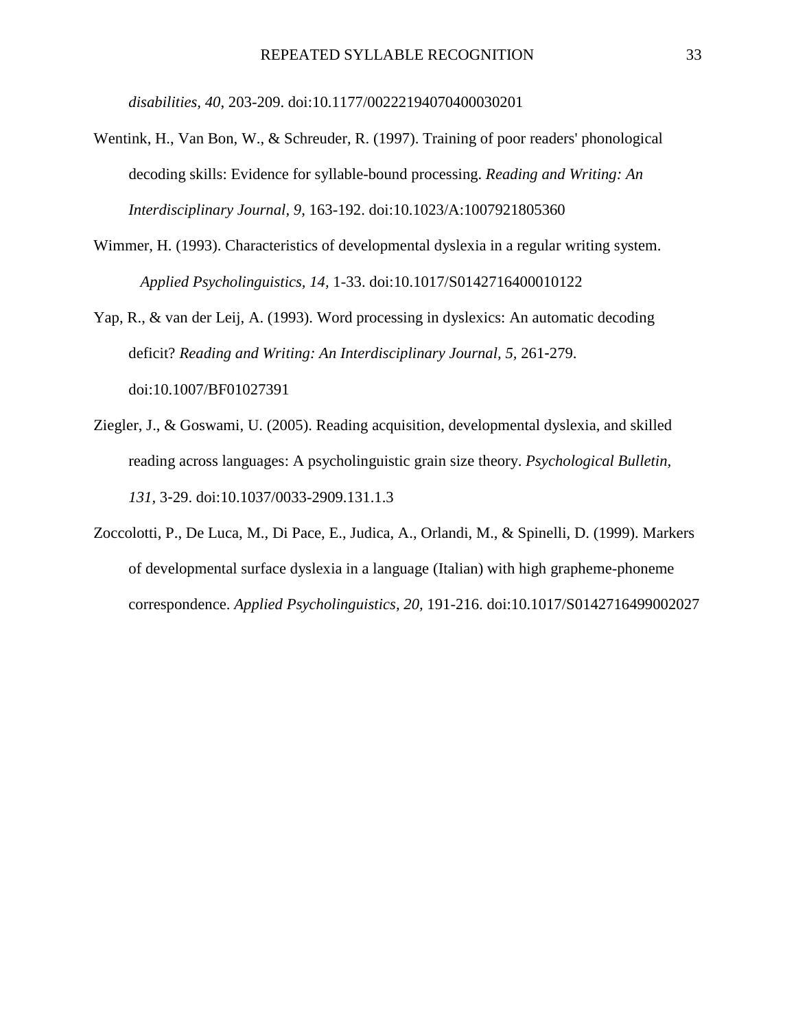*disabilities, 40*, 203-209. doi:10.1177/00222194070400030201

Wentink, H., Van Bon, W., & Schreuder, R. (1997). Training of poor readers' phonological decoding skills: Evidence for syllable-bound processing. *Reading and Writing: An Interdisciplinary Journal, 9*, 163-192. doi:10.1023/A:1007921805360

Wimmer, H. (1993). Characteristics of developmental dyslexia in a regular writing system. *Applied Psycholinguistics, 14*, 1-33. doi:10.1017/S0142716400010122

Yap, R., & van der Leij, A. (1993). Word processing in dyslexics: An automatic decoding deficit? *Reading and Writing: An Interdisciplinary Journal, 5,* 261-279. doi:10.1007/BF01027391

Ziegler, J., & Goswami, U. (2005). Reading acquisition, developmental dyslexia, and skilled reading across languages: A psycholinguistic grain size theory. *Psychological Bulletin, 131,* 3-29. doi:10.1037/0033-2909.131.1.3

Zoccolotti, P., De Luca, M., Di Pace, E., Judica, A., Orlandi, M., & Spinelli, D. (1999). Markers of developmental surface dyslexia in a language (Italian) with high grapheme-phoneme correspondence. *Applied Psycholinguistics, 20,* 191-216. doi:10.1017/S0142716499002027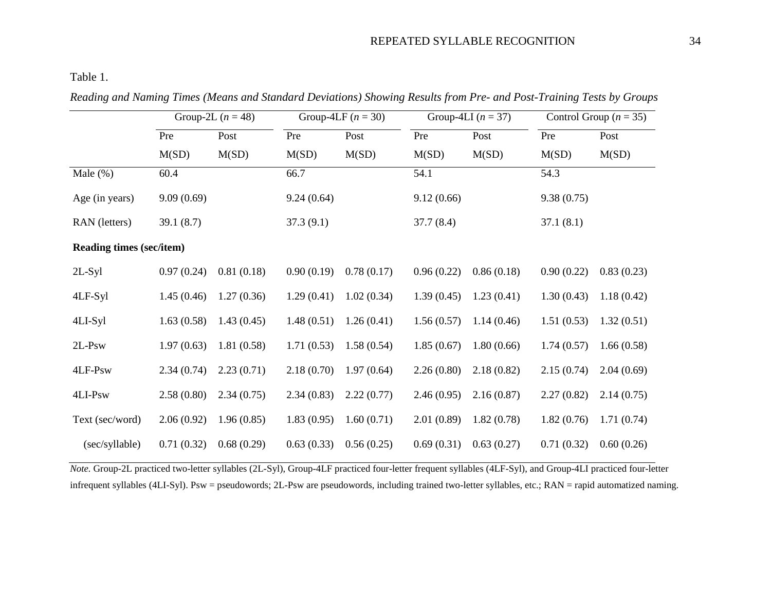Table 1.

*Reading and Naming Times (Means and Standard Deviations) Showing Results from Pre- and Post-Training Tests by Groups*

| | Group-2L (*n* = 48) | | Group-4LF (*n* = 30) | | Group-4LI (*n* = 37) | | Control Group (*n* = 35) | |
|---|---|---|---|---|---|---|---|---|
| | Pre | Post | Pre | Post | Pre | Post | Pre | Post |
| | M(SD) | M(SD) | M(SD) | M(SD) | M(SD) | M(SD) | M(SD) | M(SD) |
| Male (%) | 60.4 | | 66.7 | | 54.1 | | 54.3 | |
| Age (in years) | 9.09 (0.69) | | 9.24 (0.64) | | 9.12 (0.66) | | 9.38 (0.75) | |
| RAN (letters) | 39.1 (8.7) | | 37.3 (9.1) | | 37.7 (8.4) | | 37.1 (8.1) | |
| **Reading times (sec/item)** | | | | | | | | |
| 2L-Syl | 0.97 (0.24) | 0.81 (0.18) | 0.90 (0.19) | 0.78 (0.17) | 0.96 (0.22) | 0.86 (0.18) | 0.90 (0.22) | 0.83 (0.23) |
| 4LF-Syl | 1.45 (0.46) | 1.27 (0.36) | 1.29 (0.41) | 1.02 (0.34) | 1.39 (0.45) | 1.23 (0.41) | 1.30 (0.43) | 1.18 (0.42) |
| 4LI-Syl | 1.63 (0.58) | 1.43 (0.45) | 1.48 (0.51) | 1.26 (0.41) | 1.56 (0.57) | 1.14 (0.46) | 1.51 (0.53) | 1.32 (0.51) |
| 2L-Psw | 1.97 (0.63) | 1.81 (0.58) | 1.71 (0.53) | 1.58 (0.54) | 1.85 (0.67) | 1.80 (0.66) | 1.74 (0.57) | 1.66 (0.58) |
| 4LF-Psw | 2.34 (0.74) | 2.23 (0.71) | 2.18 (0.70) | 1.97 (0.64) | 2.26 (0.80) | 2.18 (0.82) | 2.15 (0.74) | 2.04 (0.69) |
| 4LI-Psw | 2.58 (0.80) | 2.34 (0.75) | 2.34 (0.83) | 2.22 (0.77) | 2.46 (0.95) | 2.16 (0.87) | 2.27 (0.82) | 2.14 (0.75) |
| Text (sec/word) | 2.06 (0.92) | 1.96 (0.85) | 1.83 (0.95) | 1.60 (0.71) | 2.01 (0.89) | 1.82 (0.78) | 1.82 (0.76) | 1.71 (0.74) |
| (sec/syllable) | 0.71 (0.32) | 0.68 (0.29) | 0.63 (0.33) | 0.56 (0.25) | 0.69 (0.31) | 0.63 (0.27) | 0.71 (0.32) | 0.60 (0.26) |

*Note.* Group-2L practiced two-letter syllables (2L-Syl), Group-4LF practiced four-letter frequent syllables (4LF-Syl), and Group-4LI practiced four-letter infrequent syllables (4LI-Syl). Psw = pseudowords; 2L-Psw are pseudowords, including trained two-letter syllables, etc.; RAN = rapid automatized naming.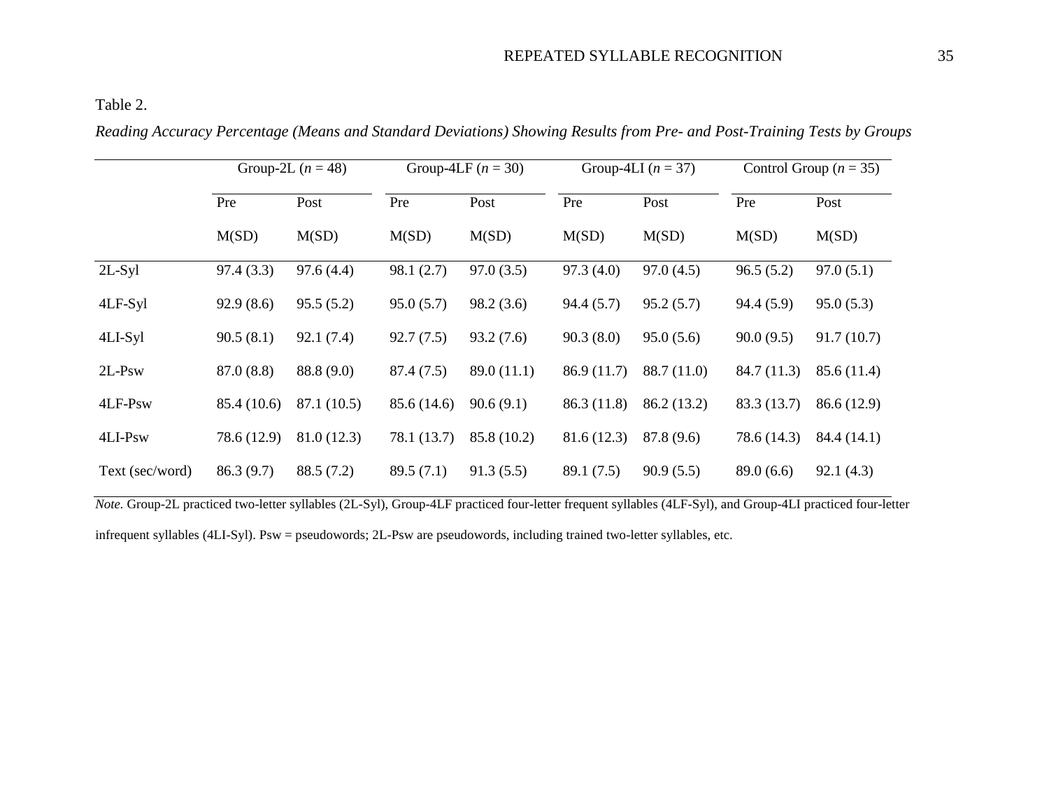Table 2.

*Reading Accuracy Percentage (Means and Standard Deviations) Showing Results from Pre- and Post-Training Tests by Groups*

| | Group-2L ($n$ = 48) | | Group-4LF ($n$ = 30) | | Group-4LI ($n$ = 37) | | Control Group ($n$ = 35) | |
|---|---|---|---|---|---|---|---|---|
| | Pre | Post | Pre | Post | Pre | Post | Pre | Post |
| | M(SD) | M(SD) | M(SD) | M(SD) | M(SD) | M(SD) | M(SD) | M(SD) |
| 2L-Syl | 97.4 (3.3) | 97.6 (4.4) | 98.1 (2.7) | 97.0 (3.5) | 97.3 (4.0) | 97.0 (4.5) | 96.5 (5.2) | 97.0 (5.1) |
| 4LF-Syl | 92.9 (8.6) | 95.5 (5.2) | 95.0 (5.7) | 98.2 (3.6) | 94.4 (5.7) | 95.2 (5.7) | 94.4 (5.9) | 95.0 (5.3) |
| 4LI-Syl | 90.5 (8.1) | 92.1 (7.4) | 92.7 (7.5) | 93.2 (7.6) | 90.3 (8.0) | 95.0 (5.6) | 90.0 (9.5) | 91.7 (10.7) |
| 2L-Psw | 87.0 (8.8) | 88.8 (9.0) | 87.4 (7.5) | 89.0 (11.1) | 86.9 (11.7) | 88.7 (11.0) | 84.7 (11.3) | 85.6 (11.4) |
| 4LF-Psw | 85.4 (10.6) | 87.1 (10.5) | 85.6 (14.6) | 90.6 (9.1) | 86.3 (11.8) | 86.2 (13.2) | 83.3 (13.7) | 86.6 (12.9) |
| 4LI-Psw | 78.6 (12.9) | 81.0 (12.3) | 78.1 (13.7) | 85.8 (10.2) | 81.6 (12.3) | 87.8 (9.6) | 78.6 (14.3) | 84.4 (14.1) |
| Text (sec/word) | 86.3 (9.7) | 88.5 (7.2) | 89.5 (7.1) | 91.3 (5.5) | 89.1 (7.5) | 90.9 (5.5) | 89.0 (6.6) | 92.1 (4.3) |

*Note.* Group-2L practiced two-letter syllables (2L-Syl), Group-4LF practiced four-letter frequent syllables (4LF-Syl), and Group-4LI practiced four-letter infrequent syllables (4LI-Syl). Psw = pseudowords; 2L-Psw are pseudowords, including trained two-letter syllables, etc.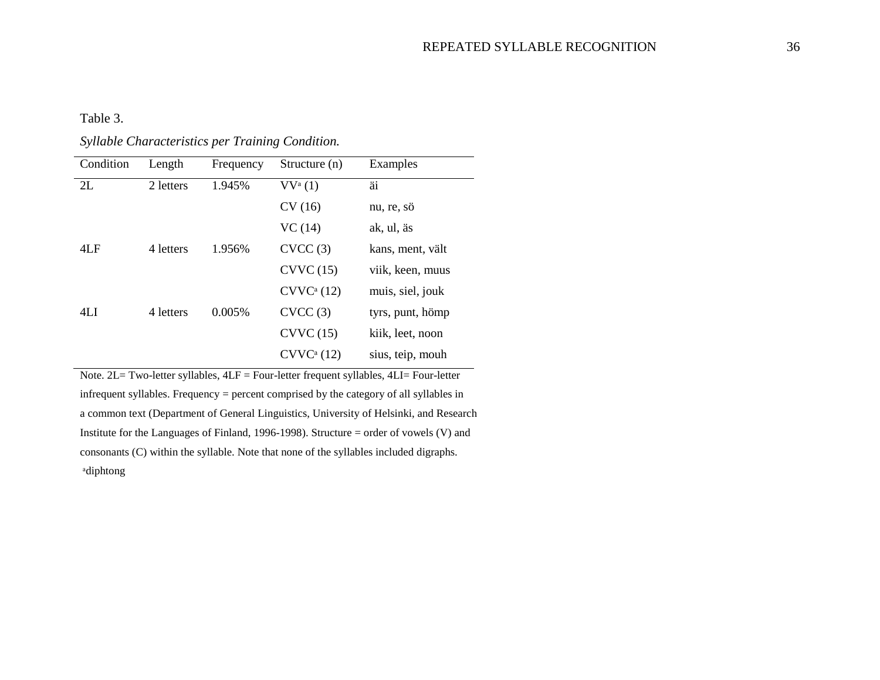Table 3.

*Syllable Characteristics per Training Condition.*

| Condition | Length | Frequency | Structure (n) | Examples |
| --- | --- | --- | --- | --- |
| 2L | 2 letters | 1.945% | VV[a] (1) | äi |
| | | | CV (16) | nu, re, sö |
| | | | VC (14) | ak, ul, äs |
| 4LF | 4 letters | 1.956% | CVCC (3) | kans, ment, vält |
| | | | CVVC (15) | viik, keen, muus |
| | | | CVVC[a] (12) | muis, siel, jouk |
| 4LI | 4 letters | 0.005% | CVCC (3) | tyrs, punt, hömp |
| | | | CVVC (15) | kiik, leet, noon |
| | | | CVVC[a] (12) | sius, teip, mouh |

Note. 2L= Two-letter syllables, 4LF = Four-letter frequent syllables, 4LI= Four-letter infrequent syllables. Frequency = percent comprised by the category of all syllables in a common text (Department of General Linguistics, University of Helsinki, and Research Institute for the Languages of Finland, 1996-1998). Structure = order of vowels (V) and consonants (C) within the syllable. Note that none of the syllables included digraphs.

[a]diphtong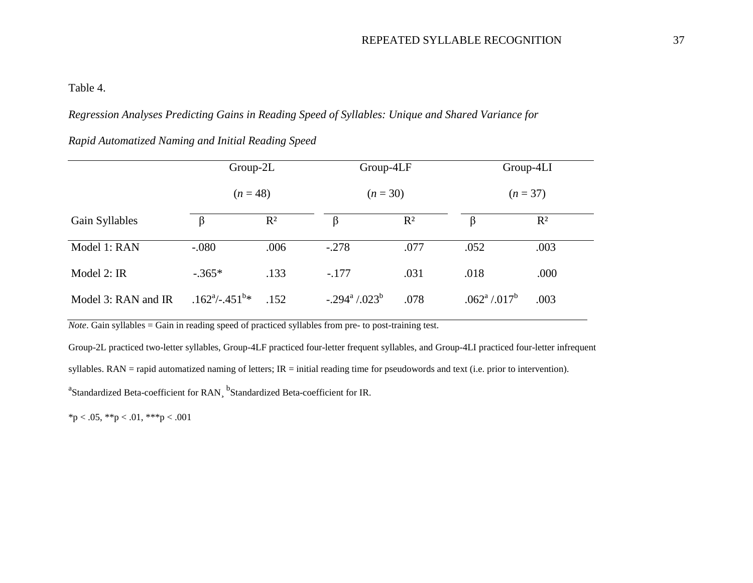Table 4.

*Regression Analyses Predicting Gains in Reading Speed of Syllables: Unique and Shared Variance for Rapid Automatized Naming and Initial Reading Speed*

| | Group-2L ($n$ = 48) | | Group-4LF ($n$ = 30) | | Group-4LI ($n$ = 37) | |
|---|---|---|---|---|---|---|
| Gain Syllables | β | $R^2$ | β | $R^2$ | β | $R^2$ |
| Model 1: RAN | -.080 | .006 | -.278 | .077 | .052 | .003 |
| Model 2: IR | -.365* | .133 | -.177 | .031 | .018 | .000 |
| Model 3: RAN and IR | .162[a]/-.451[b]* | .152 | -.294[a] /.023[b] | .078 | .062[a] /.017[b] | .003 |

*Note*. Gain syllables = Gain in reading speed of practiced syllables from pre- to post-training test.

Group-2L practiced two-letter syllables, Group-4LF practiced four-letter frequent syllables, and Group-4LI practiced four-letter infrequent syllables. RAN = rapid automatized naming of letters; IR = initial reading time for pseudowords and text (i.e. prior to intervention).

[a]Standardized Beta-coefficient for RAN¸ [b]Standardized Beta-coefficient for IR.

*p < .05, **p < .01, ***p < .001